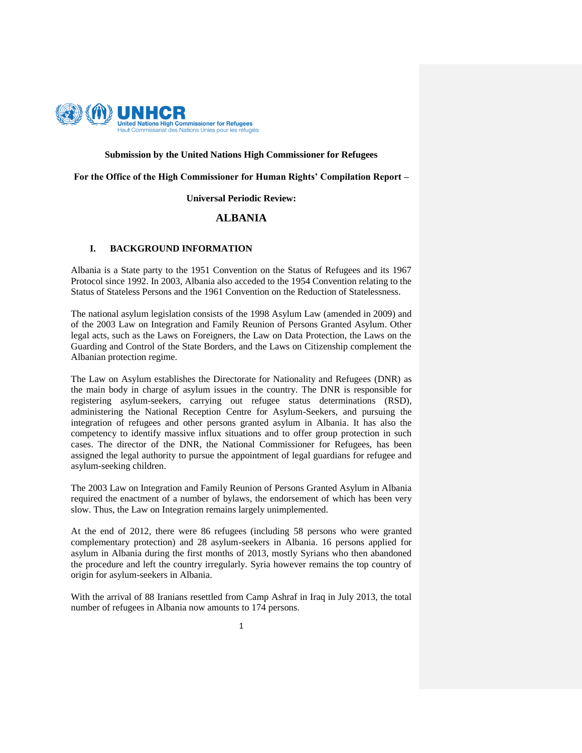**Submission by the United Nations High Commissioner for Refugees**

**For the Office of the High Commissioner for Human Rights' Compilation Report –**

**Universal Periodic Review:**

# ALBANIA

## I. BACKGROUND INFORMATION

Albania is a State party to the 1951 Convention on the Status of Refugees and its 1967 Protocol since 1992. In 2003, Albania also acceded to the 1954 Convention relating to the Status of Stateless Persons and the 1961 Convention on the Reduction of Statelessness.

The national asylum legislation consists of the 1998 Asylum Law (amended in 2009) and of the 2003 Law on Integration and Family Reunion of Persons Granted Asylum. Other legal acts, such as the Laws on Foreigners, the Law on Data Protection, the Laws on the Guarding and Control of the State Borders, and the Laws on Citizenship complement the Albanian protection regime.

The Law on Asylum establishes the Directorate for Nationality and Refugees (DNR) as the main body in charge of asylum issues in the country. The DNR is responsible for registering asylum-seekers, carrying out refugee status determinations (RSD), administering the National Reception Centre for Asylum-Seekers, and pursuing the integration of refugees and other persons granted asylum in Albania. It has also the competency to identify massive influx situations and to offer group protection in such cases. The director of the DNR, the National Commissioner for Refugees, has been assigned the legal authority to pursue the appointment of legal guardians for refugee and asylum-seeking children.

The 2003 Law on Integration and Family Reunion of Persons Granted Asylum in Albania required the enactment of a number of bylaws, the endorsement of which has been very slow. Thus, the Law on Integration remains largely unimplemented.

At the end of 2012, there were 86 refugees (including 58 persons who were granted complementary protection) and 28 asylum-seekers in Albania. 16 persons applied for asylum in Albania during the first months of 2013, mostly Syrians who then abandoned the procedure and left the country irregularly. Syria however remains the top country of origin for asylum-seekers in Albania.

With the arrival of 88 Iranians resettled from Camp Ashraf in Iraq in July 2013, the total number of refugees in Albania now amounts to 174 persons.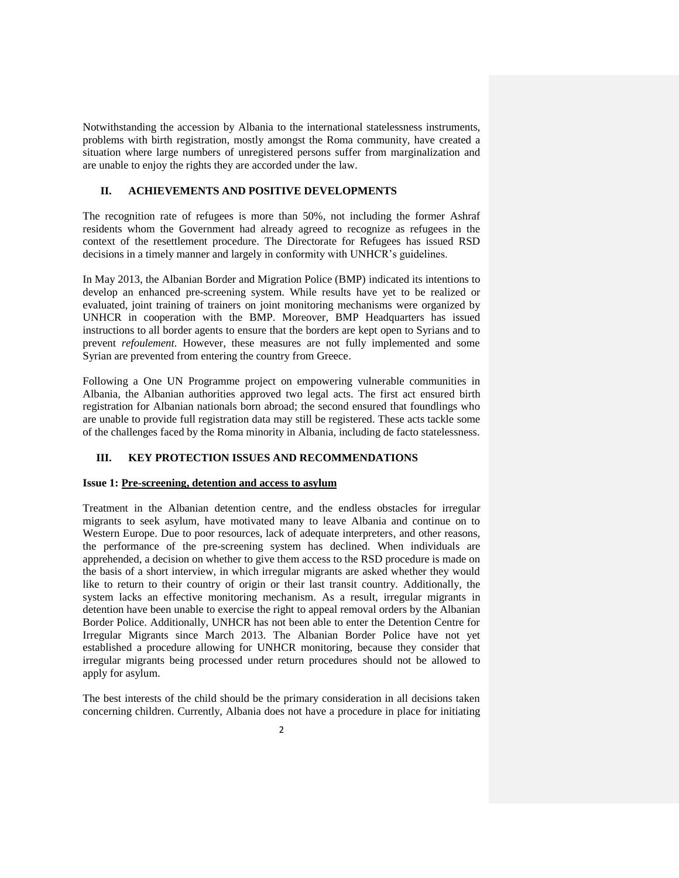Notwithstanding the accession by Albania to the international statelessness instruments, problems with birth registration, mostly amongst the Roma community, have created a situation where large numbers of unregistered persons suffer from marginalization and are unable to enjoy the rights they are accorded under the law.

## II. ACHIEVEMENTS AND POSITIVE DEVELOPMENTS

The recognition rate of refugees is more than 50%, not including the former Ashraf residents whom the Government had already agreed to recognize as refugees in the context of the resettlement procedure. The Directorate for Refugees has issued RSD decisions in a timely manner and largely in conformity with UNHCR's guidelines.

In May 2013, the Albanian Border and Migration Police (BMP) indicated its intentions to develop an enhanced pre-screening system. While results have yet to be realized or evaluated, joint training of trainers on joint monitoring mechanisms were organized by UNHCR in cooperation with the BMP. Moreover, BMP Headquarters has issued instructions to all border agents to ensure that the borders are kept open to Syrians and to prevent *refoulement*. However, these measures are not fully implemented and some Syrian are prevented from entering the country from Greece.

Following a One UN Programme project on empowering vulnerable communities in Albania, the Albanian authorities approved two legal acts. The first act ensured birth registration for Albanian nationals born abroad; the second ensured that foundlings who are unable to provide full registration data may still be registered. These acts tackle some of the challenges faced by the Roma minority in Albania, including de facto statelessness.

## III. KEY PROTECTION ISSUES AND RECOMMENDATIONS

### Issue 1: Pre-screening, detention and access to asylum

Treatment in the Albanian detention centre, and the endless obstacles for irregular migrants to seek asylum, have motivated many to leave Albania and continue on to Western Europe. Due to poor resources, lack of adequate interpreters, and other reasons, the performance of the pre-screening system has declined. When individuals are apprehended, a decision on whether to give them access to the RSD procedure is made on the basis of a short interview, in which irregular migrants are asked whether they would like to return to their country of origin or their last transit country. Additionally, the system lacks an effective monitoring mechanism. As a result, irregular migrants in detention have been unable to exercise the right to appeal removal orders by the Albanian Border Police. Additionally, UNHCR has not been able to enter the Detention Centre for Irregular Migrants since March 2013. The Albanian Border Police have not yet established a procedure allowing for UNHCR monitoring, because they consider that irregular migrants being processed under return procedures should not be allowed to apply for asylum.

The best interests of the child should be the primary consideration in all decisions taken concerning children. Currently, Albania does not have a procedure in place for initiating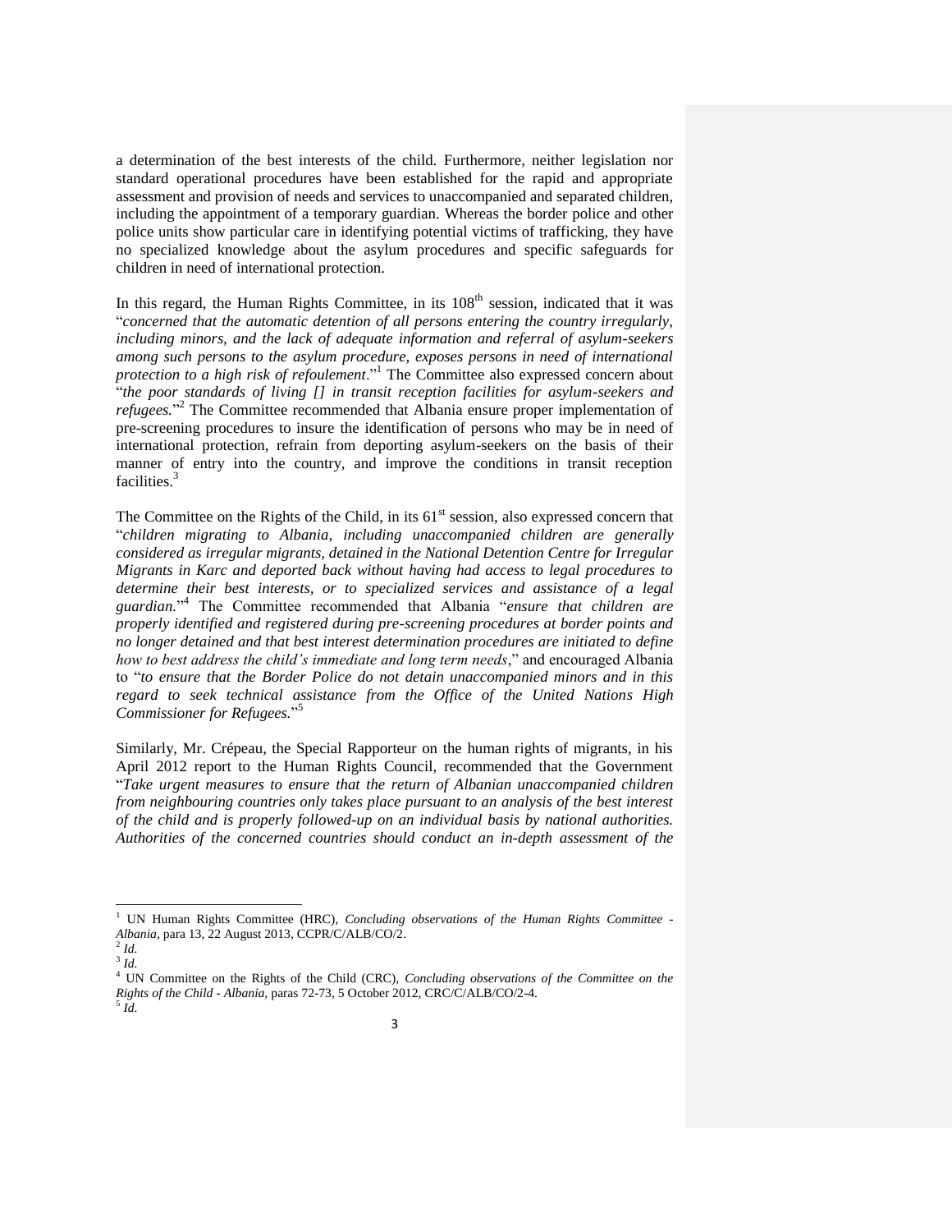a determination of the best interests of the child. Furthermore, neither legislation nor standard operational procedures have been established for the rapid and appropriate assessment and provision of needs and services to unaccompanied and separated children, including the appointment of a temporary guardian. Whereas the border police and other police units show particular care in identifying potential victims of trafficking, they have no specialized knowledge about the asylum procedures and specific safeguards for children in need of international protection.

In this regard, the Human Rights Committee, in its 108th session, indicated that it was "*concerned that the automatic detention of all persons entering the country irregularly, including minors, and the lack of adequate information and referral of asylum-seekers among such persons to the asylum procedure, exposes persons in need of international protection to a high risk of refoulement*."[1] The Committee also expressed concern about "*the poor standards of living [] in transit reception facilities for asylum-seekers and refugees.*"[2] The Committee recommended that Albania ensure proper implementation of pre-screening procedures to insure the identification of persons who may be in need of international protection, refrain from deporting asylum-seekers on the basis of their manner of entry into the country, and improve the conditions in transit reception facilities.[3]

The Committee on the Rights of the Child, in its 61st session, also expressed concern that "*children migrating to Albania, including unaccompanied children are generally considered as irregular migrants, detained in the National Detention Centre for Irregular Migrants in Karc and deported back without having had access to legal procedures to determine their best interests, or to specialized services and assistance of a legal guardian*."[4] The Committee recommended that Albania "*ensure that children are properly identified and registered during pre-screening procedures at border points and no longer detained and that best interest determination procedures are initiated to define how to best address the child's immediate and long term needs*," and encouraged Albania to "*to ensure that the Border Police do not detain unaccompanied minors and in this regard to seek technical assistance from the Office of the United Nations High Commissioner for Refugees.*"[5]

Similarly, Mr. Crépeau, the Special Rapporteur on the human rights of migrants, in his April 2012 report to the Human Rights Council, recommended that the Government "*Take urgent measures to ensure that the return of Albanian unaccompanied children from neighbouring countries only takes place pursuant to an analysis of the best interest of the child and is properly followed-up on an individual basis by national authorities. Authorities of the concerned countries should conduct an in-depth assessment of the*

---

[1] UN Human Rights Committee (HRC), *Concluding observations of the Human Rights Committee - Albania*, para 13, 22 August 2013, CCPR/C/ALB/CO/2.

[2] *Id.*

[3] *Id.*

[4] UN Committee on the Rights of the Child (CRC), *Concluding observations of the Committee on the Rights of the Child - Albania*, paras 72-73, 5 October 2012, CRC/C/ALB/CO/2-4.

[5] *Id.*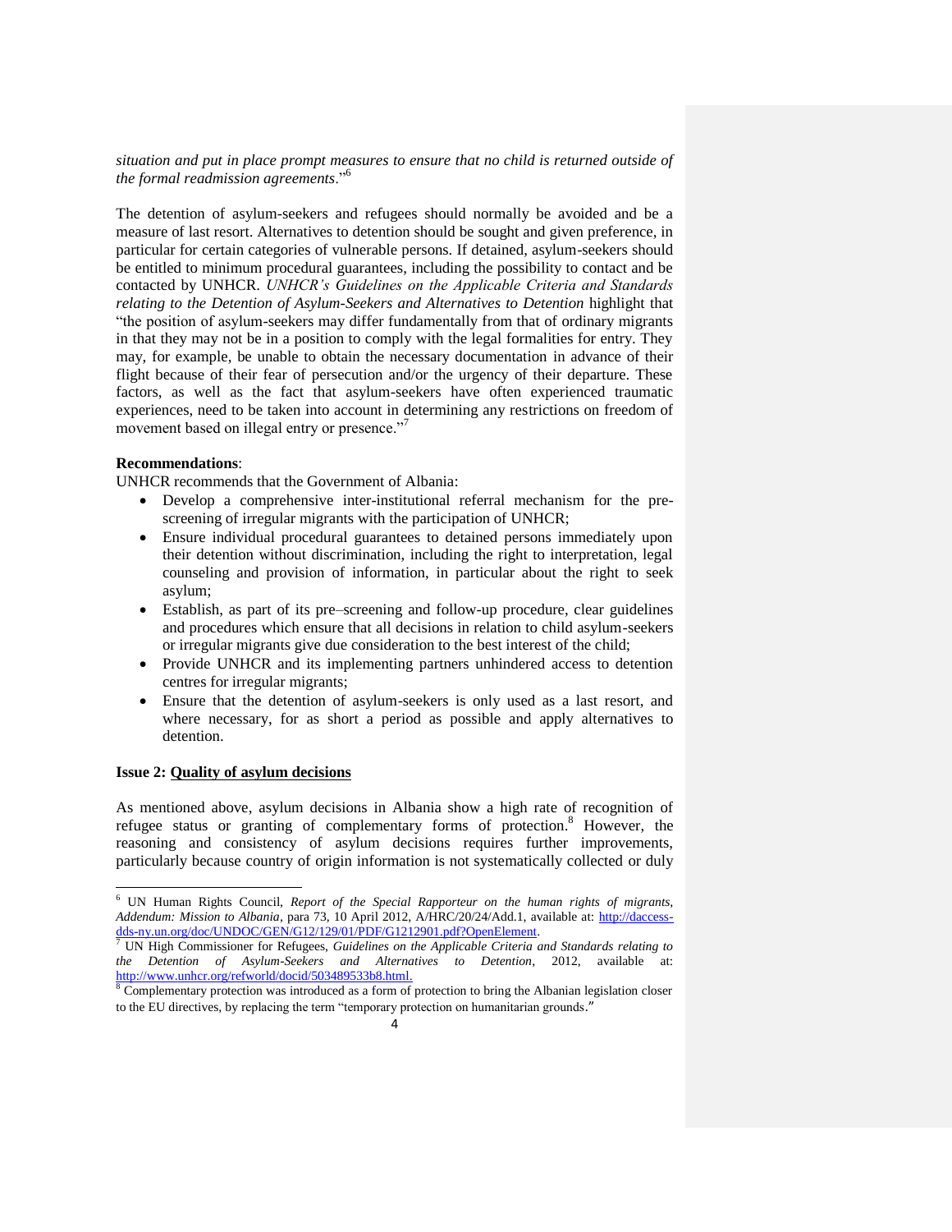*situation and put in place prompt measures to ensure that no child is returned outside of the formal readmission agreements*."[6]

The detention of asylum-seekers and refugees should normally be avoided and be a measure of last resort. Alternatives to detention should be sought and given preference, in particular for certain categories of vulnerable persons. If detained, asylum-seekers should be entitled to minimum procedural guarantees, including the possibility to contact and be contacted by UNHCR. *UNHCR's Guidelines on the Applicable Criteria and Standards relating to the Detention of Asylum-Seekers and Alternatives to Detention* highlight that "the position of asylum-seekers may differ fundamentally from that of ordinary migrants in that they may not be in a position to comply with the legal formalities for entry. They may, for example, be unable to obtain the necessary documentation in advance of their flight because of their fear of persecution and/or the urgency of their departure. These factors, as well as the fact that asylum-seekers have often experienced traumatic experiences, need to be taken into account in determining any restrictions on freedom of movement based on illegal entry or presence."[7]

**Recommendations**:

UNHCR recommends that the Government of Albania:

- Develop a comprehensive inter-institutional referral mechanism for the pre-screening of irregular migrants with the participation of UNHCR;
- Ensure individual procedural guarantees to detained persons immediately upon their detention without discrimination, including the right to interpretation, legal counseling and provision of information, in particular about the right to seek asylum;
- Establish, as part of its pre–screening and follow-up procedure, clear guidelines and procedures which ensure that all decisions in relation to child asylum-seekers or irregular migrants give due consideration to the best interest of the child;
- Provide UNHCR and its implementing partners unhindered access to detention centres for irregular migrants;
- Ensure that the detention of asylum-seekers is only used as a last resort, and where necessary, for as short a period as possible and apply alternatives to detention.

**Issue 2: <u>Quality of asylum decisions</u>**

As mentioned above, asylum decisions in Albania show a high rate of recognition of refugee status or granting of complementary forms of protection.[8] However, the reasoning and consistency of asylum decisions requires further improvements, particularly because country of origin information is not systematically collected or duly

---

[6] UN Human Rights Council, *Report of the Special Rapporteur on the human rights of migrants, Addendum: Mission to Albania*, para 73, 10 April 2012, A/HRC/20/24/Add.1, available at: http://daccess-dds-ny.un.org/doc/UNDOC/GEN/G12/129/01/PDF/G1212901.pdf?OpenElement.

[7] UN High Commissioner for Refugees, *Guidelines on the Applicable Criteria and Standards relating to the Detention of Asylum-Seekers and Alternatives to Detention*, 2012, available at: http://www.unhcr.org/refworld/docid/503489533b8.html.

[8] Complementary protection was introduced as a form of protection to bring the Albanian legislation closer to the EU directives, by replacing the term "temporary protection on humanitarian grounds."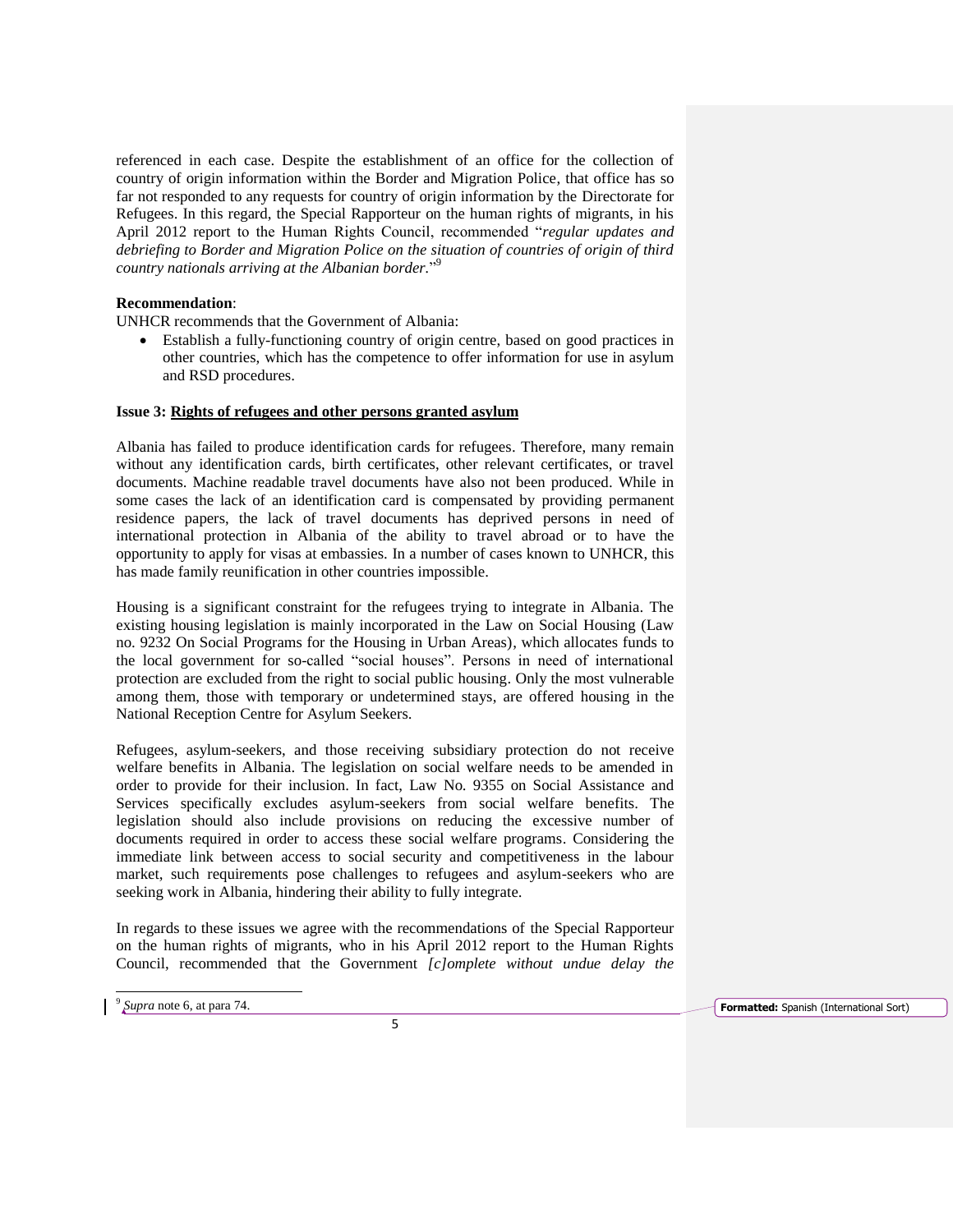referenced in each case. Despite the establishment of an office for the collection of country of origin information within the Border and Migration Police, that office has so far not responded to any requests for country of origin information by the Directorate for Refugees. In this regard, the Special Rapporteur on the human rights of migrants, in his April 2012 report to the Human Rights Council, recommended "*regular updates and debriefing to Border and Migration Police on the situation of countries of origin of third country nationals arriving at the Albanian border.*"[9]

**Recommendation**:

UNHCR recommends that the Government of Albania:

- Establish a fully-functioning country of origin centre, based on good practices in other countries, which has the competence to offer information for use in asylum and RSD procedures.

**Issue 3: Rights of refugees and other persons granted asylum**

Albania has failed to produce identification cards for refugees. Therefore, many remain without any identification cards, birth certificates, other relevant certificates, or travel documents. Machine readable travel documents have also not been produced. While in some cases the lack of an identification card is compensated by providing permanent residence papers, the lack of travel documents has deprived persons in need of international protection in Albania of the ability to travel abroad or to have the opportunity to apply for visas at embassies. In a number of cases known to UNHCR, this has made family reunification in other countries impossible.

Housing is a significant constraint for the refugees trying to integrate in Albania. The existing housing legislation is mainly incorporated in the Law on Social Housing (Law no. 9232 On Social Programs for the Housing in Urban Areas), which allocates funds to the local government for so-called "social houses". Persons in need of international protection are excluded from the right to social public housing. Only the most vulnerable among them, those with temporary or undetermined stays, are offered housing in the National Reception Centre for Asylum Seekers.

Refugees, asylum-seekers, and those receiving subsidiary protection do not receive welfare benefits in Albania. The legislation on social welfare needs to be amended in order to provide for their inclusion. In fact, Law No. 9355 on Social Assistance and Services specifically excludes asylum-seekers from social welfare benefits. The legislation should also include provisions on reducing the excessive number of documents required in order to access these social welfare programs. Considering the immediate link between access to social security and competitiveness in the labour market, such requirements pose challenges to refugees and asylum-seekers who are seeking work in Albania, hindering their ability to fully integrate.

In regards to these issues we agree with the recommendations of the Special Rapporteur on the human rights of migrants, who in his April 2012 report to the Human Rights Council, recommended that the Government *[c]omplete without undue delay the*

[9] *Supra* note 6, at para 74.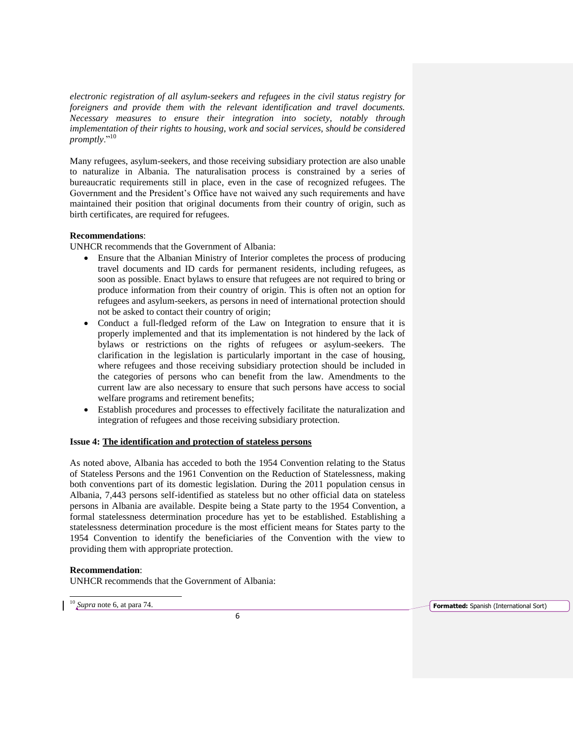*electronic registration of all asylum-seekers and refugees in the civil status registry for foreigners and provide them with the relevant identification and travel documents. Necessary measures to ensure their integration into society, notably through implementation of their rights to housing, work and social services, should be considered promptly*."[10]

Many refugees, asylum-seekers, and those receiving subsidiary protection are also unable to naturalize in Albania. The naturalisation process is constrained by a series of bureaucratic requirements still in place, even in the case of recognized refugees. The Government and the President's Office have not waived any such requirements and have maintained their position that original documents from their country of origin, such as birth certificates, are required for refugees.

**Recommendations**:

UNHCR recommends that the Government of Albania:

- Ensure that the Albanian Ministry of Interior completes the process of producing travel documents and ID cards for permanent residents, including refugees, as soon as possible. Enact bylaws to ensure that refugees are not required to bring or produce information from their country of origin. This is often not an option for refugees and asylum-seekers, as persons in need of international protection should not be asked to contact their country of origin;
- Conduct a full-fledged reform of the Law on Integration to ensure that it is properly implemented and that its implementation is not hindered by the lack of bylaws or restrictions on the rights of refugees or asylum-seekers. The clarification in the legislation is particularly important in the case of housing, where refugees and those receiving subsidiary protection should be included in the categories of persons who can benefit from the law. Amendments to the current law are also necessary to ensure that such persons have access to social welfare programs and retirement benefits;
- Establish procedures and processes to effectively facilitate the naturalization and integration of refugees and those receiving subsidiary protection.

**Issue 4: <u>The identification and protection of stateless persons</u>**

As noted above, Albania has acceded to both the 1954 Convention relating to the Status of Stateless Persons and the 1961 Convention on the Reduction of Statelessness, making both conventions part of its domestic legislation. During the 2011 population census in Albania, 7,443 persons self-identified as stateless but no other official data on stateless persons in Albania are available. Despite being a State party to the 1954 Convention, a formal statelessness determination procedure has yet to be established. Establishing a statelessness determination procedure is the most efficient means for States party to the 1954 Convention to identify the beneficiaries of the Convention with the view to providing them with appropriate protection.

**Recommendation**:

UNHCR recommends that the Government of Albania:

[10] *Supra* note 6, at para 74.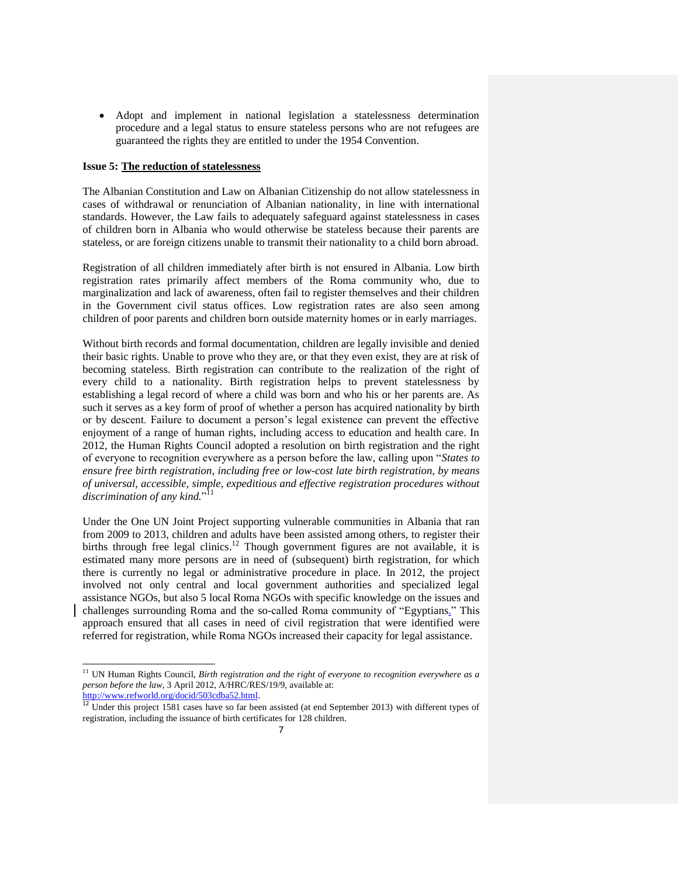- Adopt and implement in national legislation a statelessness determination procedure and a legal status to ensure stateless persons who are not refugees are guaranteed the rights they are entitled to under the 1954 Convention.

**Issue 5: The reduction of statelessness**

The Albanian Constitution and Law on Albanian Citizenship do not allow statelessness in cases of withdrawal or renunciation of Albanian nationality, in line with international standards. However, the Law fails to adequately safeguard against statelessness in cases of children born in Albania who would otherwise be stateless because their parents are stateless, or are foreign citizens unable to transmit their nationality to a child born abroad.

Registration of all children immediately after birth is not ensured in Albania. Low birth registration rates primarily affect members of the Roma community who, due to marginalization and lack of awareness, often fail to register themselves and their children in the Government civil status offices. Low registration rates are also seen among children of poor parents and children born outside maternity homes or in early marriages.

Without birth records and formal documentation, children are legally invisible and denied their basic rights. Unable to prove who they are, or that they even exist, they are at risk of becoming stateless. Birth registration can contribute to the realization of the right of every child to a nationality. Birth registration helps to prevent statelessness by establishing a legal record of where a child was born and who his or her parents are. As such it serves as a key form of proof of whether a person has acquired nationality by birth or by descent. Failure to document a person's legal existence can prevent the effective enjoyment of a range of human rights, including access to education and health care. In 2012, the Human Rights Council adopted a resolution on birth registration and the right of everyone to recognition everywhere as a person before the law, calling upon "*States to ensure free birth registration, including free or low-cost late birth registration, by means of universal, accessible, simple, expeditious and effective registration procedures without discrimination of any kind.*"[11]

Under the One UN Joint Project supporting vulnerable communities in Albania that ran from 2009 to 2013, children and adults have been assisted among others, to register their births through free legal clinics.[12] Though government figures are not available, it is estimated many more persons are in need of (subsequent) birth registration, for which there is currently no legal or administrative procedure in place. In 2012, the project involved not only central and local government authorities and specialized legal assistance NGOs, but also 5 local Roma NGOs with specific knowledge on the issues and challenges surrounding Roma and the so-called Roma community of "Egyptians." This approach ensured that all cases in need of civil registration that were identified were referred for registration, while Roma NGOs increased their capacity for legal assistance.

---

[11] UN Human Rights Council, *Birth registration and the right of everyone to recognition everywhere as a person before the law*, 3 April 2012, A/HRC/RES/19/9, available at: http://www.refworld.org/docid/503cdba52.html.

[12] Under this project 1581 cases have so far been assisted (at end September 2013) with different types of registration, including the issuance of birth certificates for 128 children.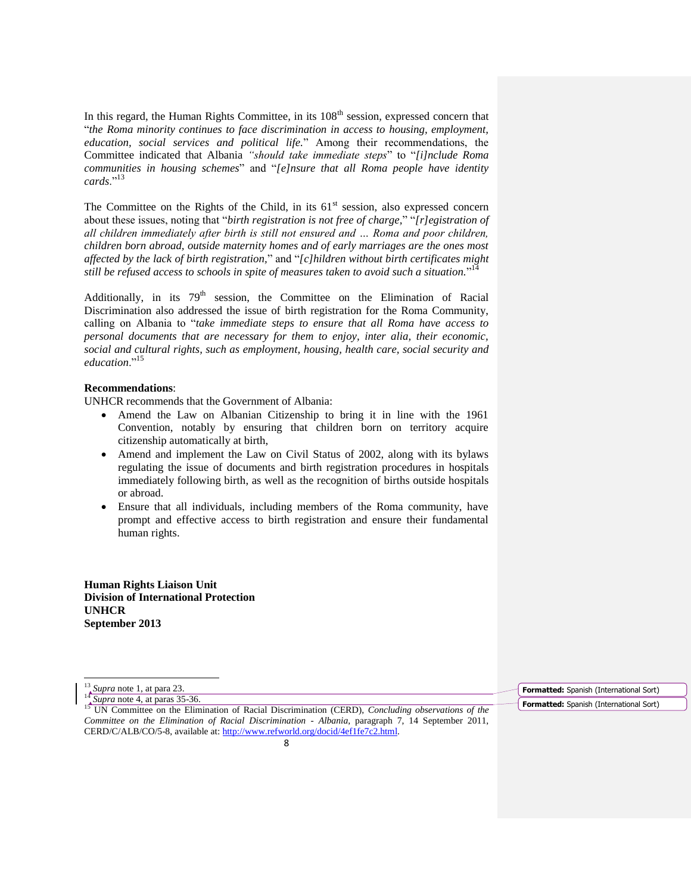In this regard, the Human Rights Committee, in its 108th session, expressed concern that "*the Roma minority continues to face discrimination in access to housing, employment, education, social services and political life.*" Among their recommendations, the Committee indicated that Albania *"should take immediate steps*" to "*[i]nclude Roma communities in housing schemes*" and "*[e]nsure that all Roma people have identity cards*."[13]

The Committee on the Rights of the Child, in its 61st session, also expressed concern about these issues, noting that "*birth registration is not free of charge*," "*[r]egistration of all children immediately after birth is still not ensured and … Roma and poor children, children born abroad, outside maternity homes and of early marriages are the ones most affected by the lack of birth registration,*" and "*[c]hildren without birth certificates might still be refused access to schools in spite of measures taken to avoid such a situation.*"[14]

Additionally, in its 79th session, the Committee on the Elimination of Racial Discrimination also addressed the issue of birth registration for the Roma Community, calling on Albania to "*take immediate steps to ensure that all Roma have access to personal documents that are necessary for them to enjoy, inter alia, their economic, social and cultural rights, such as employment, housing, health care, social security and education*."[15]

**Recommendations**:

UNHCR recommends that the Government of Albania:

- Amend the Law on Albanian Citizenship to bring it in line with the 1961 Convention, notably by ensuring that children born on territory acquire citizenship automatically at birth,
- Amend and implement the Law on Civil Status of 2002, along with its bylaws regulating the issue of documents and birth registration procedures in hospitals immediately following birth, as well as the recognition of births outside hospitals or abroad.
- Ensure that all individuals, including members of the Roma community, have prompt and effective access to birth registration and ensure their fundamental human rights.

**Human Rights Liaison Unit**
**Division of International Protection**
**UNHCR**
**September 2013**

---

[13] *Supra* note 1, at para 23.

[14] *Supra* note 4, at paras 35-36.

[15] UN Committee on the Elimination of Racial Discrimination (CERD), *Concluding observations of the Committee on the Elimination of Racial Discrimination - Albania*, paragraph 7, 14 September 2011, CERD/C/ALB/CO/5-8, available at: http://www.refworld.org/docid/4ef1fe7c2.html.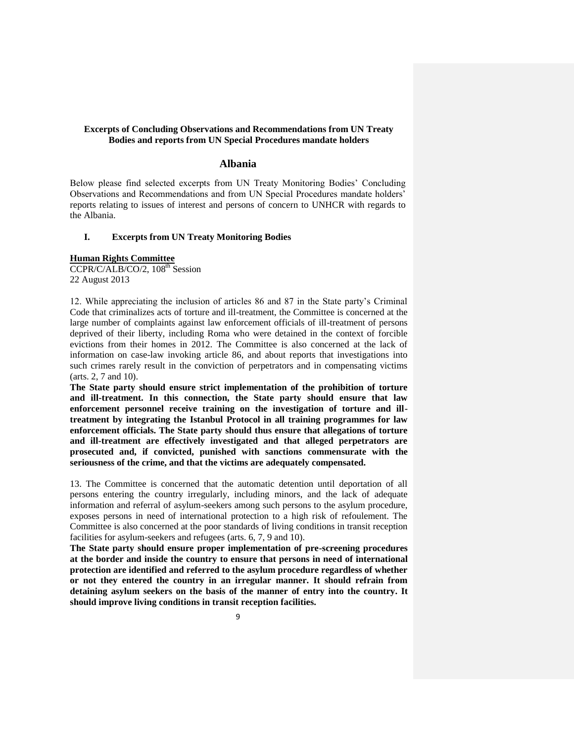**Excerpts of Concluding Observations and Recommendations from UN Treaty Bodies and reports from UN Special Procedures mandate holders**

# Albania

Below please find selected excerpts from UN Treaty Monitoring Bodies' Concluding Observations and Recommendations and from UN Special Procedures mandate holders' reports relating to issues of interest and persons of concern to UNHCR with regards to the Albania.

## I. Excerpts from UN Treaty Monitoring Bodies

**Human Rights Committee**

CCPR/C/ALB/CO/2, 108th Session
22 August 2013

12. While appreciating the inclusion of articles 86 and 87 in the State party's Criminal Code that criminalizes acts of torture and ill-treatment, the Committee is concerned at the large number of complaints against law enforcement officials of ill-treatment of persons deprived of their liberty, including Roma who were detained in the context of forcible evictions from their homes in 2012. The Committee is also concerned at the lack of information on case-law invoking article 86, and about reports that investigations into such crimes rarely result in the conviction of perpetrators and in compensating victims (arts. 2, 7 and 10).

**The State party should ensure strict implementation of the prohibition of torture and ill-treatment. In this connection, the State party should ensure that law enforcement personnel receive training on the investigation of torture and ill-treatment by integrating the Istanbul Protocol in all training programmes for law enforcement officials. The State party should thus ensure that allegations of torture and ill-treatment are effectively investigated and that alleged perpetrators are prosecuted and, if convicted, punished with sanctions commensurate with the seriousness of the crime, and that the victims are adequately compensated.**

13. The Committee is concerned that the automatic detention until deportation of all persons entering the country irregularly, including minors, and the lack of adequate information and referral of asylum-seekers among such persons to the asylum procedure, exposes persons in need of international protection to a high risk of refoulement. The Committee is also concerned at the poor standards of living conditions in transit reception facilities for asylum-seekers and refugees (arts. 6, 7, 9 and 10).

**The State party should ensure proper implementation of pre-screening procedures at the border and inside the country to ensure that persons in need of international protection are identified and referred to the asylum procedure regardless of whether or not they entered the country in an irregular manner. It should refrain from detaining asylum seekers on the basis of the manner of entry into the country. It should improve living conditions in transit reception facilities.**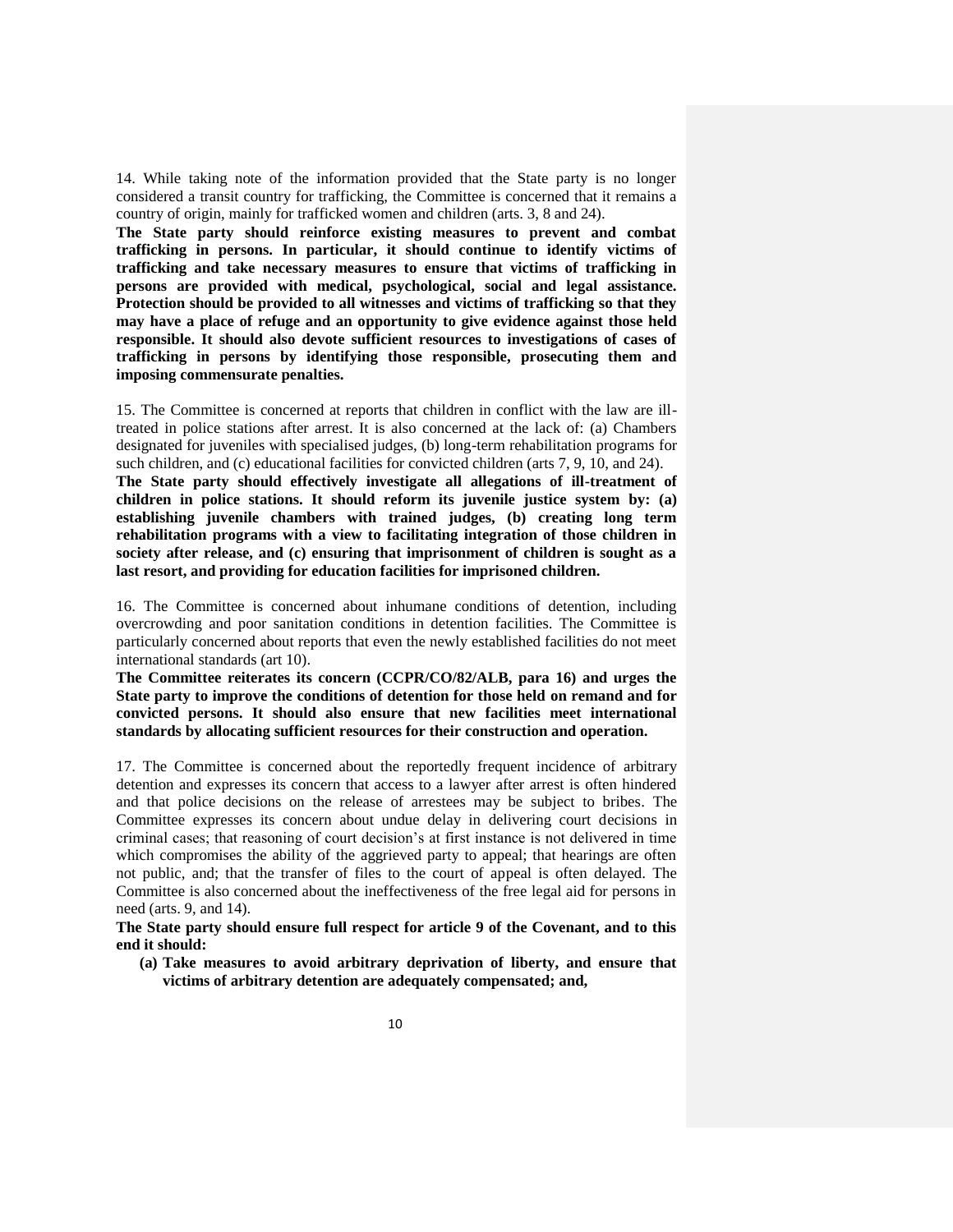14. While taking note of the information provided that the State party is no longer considered a transit country for trafficking, the Committee is concerned that it remains a country of origin, mainly for trafficked women and children (arts. 3, 8 and 24).

**The State party should reinforce existing measures to prevent and combat trafficking in persons. In particular, it should continue to identify victims of trafficking and take necessary measures to ensure that victims of trafficking in persons are provided with medical, psychological, social and legal assistance. Protection should be provided to all witnesses and victims of trafficking so that they may have a place of refuge and an opportunity to give evidence against those held responsible. It should also devote sufficient resources to investigations of cases of trafficking in persons by identifying those responsible, prosecuting them and imposing commensurate penalties.**

15. The Committee is concerned at reports that children in conflict with the law are ill-treated in police stations after arrest. It is also concerned at the lack of: (a) Chambers designated for juveniles with specialised judges, (b) long-term rehabilitation programs for such children, and (c) educational facilities for convicted children (arts 7, 9, 10, and 24).

**The State party should effectively investigate all allegations of ill-treatment of children in police stations. It should reform its juvenile justice system by: (a) establishing juvenile chambers with trained judges, (b) creating long term rehabilitation programs with a view to facilitating integration of those children in society after release, and (c) ensuring that imprisonment of children is sought as a last resort, and providing for education facilities for imprisoned children.**

16. The Committee is concerned about inhumane conditions of detention, including overcrowding and poor sanitation conditions in detention facilities. The Committee is particularly concerned about reports that even the newly established facilities do not meet international standards (art 10).

**The Committee reiterates its concern (CCPR/CO/82/ALB, para 16) and urges the State party to improve the conditions of detention for those held on remand and for convicted persons. It should also ensure that new facilities meet international standards by allocating sufficient resources for their construction and operation.**

17. The Committee is concerned about the reportedly frequent incidence of arbitrary detention and expresses its concern that access to a lawyer after arrest is often hindered and that police decisions on the release of arrestees may be subject to bribes. The Committee expresses its concern about undue delay in delivering court decisions in criminal cases; that reasoning of court decision's at first instance is not delivered in time which compromises the ability of the aggrieved party to appeal; that hearings are often not public, and; that the transfer of files to the court of appeal is often delayed. The Committee is also concerned about the ineffectiveness of the free legal aid for persons in need (arts. 9, and 14).

**The State party should ensure full respect for article 9 of the Covenant, and to this end it should:**

- **(a) Take measures to avoid arbitrary deprivation of liberty, and ensure that victims of arbitrary detention are adequately compensated; and,**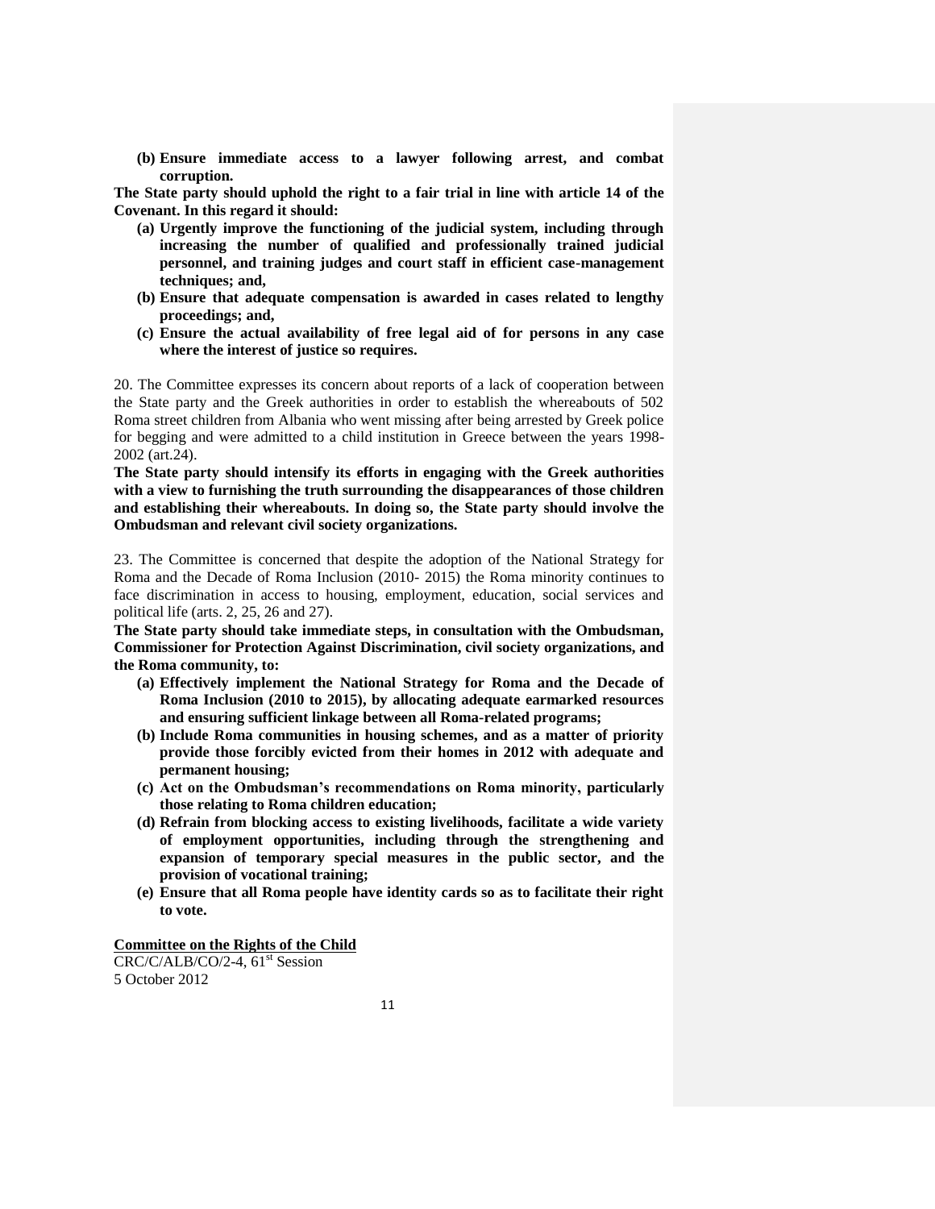- **(b) Ensure immediate access to a lawyer following arrest, and combat corruption.**

**The State party should uphold the right to a fair trial in line with article 14 of the Covenant. In this regard it should:**

- **(a) Urgently improve the functioning of the judicial system, including through increasing the number of qualified and professionally trained judicial personnel, and training judges and court staff in efficient case-management techniques; and,**
- **(b) Ensure that adequate compensation is awarded in cases related to lengthy proceedings; and,**
- **(c) Ensure the actual availability of free legal aid of for persons in any case where the interest of justice so requires.**

20. The Committee expresses its concern about reports of a lack of cooperation between the State party and the Greek authorities in order to establish the whereabouts of 502 Roma street children from Albania who went missing after being arrested by Greek police for begging and were admitted to a child institution in Greece between the years 1998-2002 (art.24).

**The State party should intensify its efforts in engaging with the Greek authorities with a view to furnishing the truth surrounding the disappearances of those children and establishing their whereabouts. In doing so, the State party should involve the Ombudsman and relevant civil society organizations.**

23. The Committee is concerned that despite the adoption of the National Strategy for Roma and the Decade of Roma Inclusion (2010- 2015) the Roma minority continues to face discrimination in access to housing, employment, education, social services and political life (arts. 2, 25, 26 and 27).

**The State party should take immediate steps, in consultation with the Ombudsman, Commissioner for Protection Against Discrimination, civil society organizations, and the Roma community, to:**

- **(a) Effectively implement the National Strategy for Roma and the Decade of Roma Inclusion (2010 to 2015), by allocating adequate earmarked resources and ensuring sufficient linkage between all Roma-related programs;**
- **(b) Include Roma communities in housing schemes, and as a matter of priority provide those forcibly evicted from their homes in 2012 with adequate and permanent housing;**
- **(c) Act on the Ombudsman's recommendations on Roma minority, particularly those relating to Roma children education;**
- **(d) Refrain from blocking access to existing livelihoods, facilitate a wide variety of employment opportunities, including through the strengthening and expansion of temporary special measures in the public sector, and the provision of vocational training;**
- **(e) Ensure that all Roma people have identity cards so as to facilitate their right to vote.**

**Committee on the Rights of the Child**

CRC/C/ALB/CO/2-4, 61st Session
5 October 2012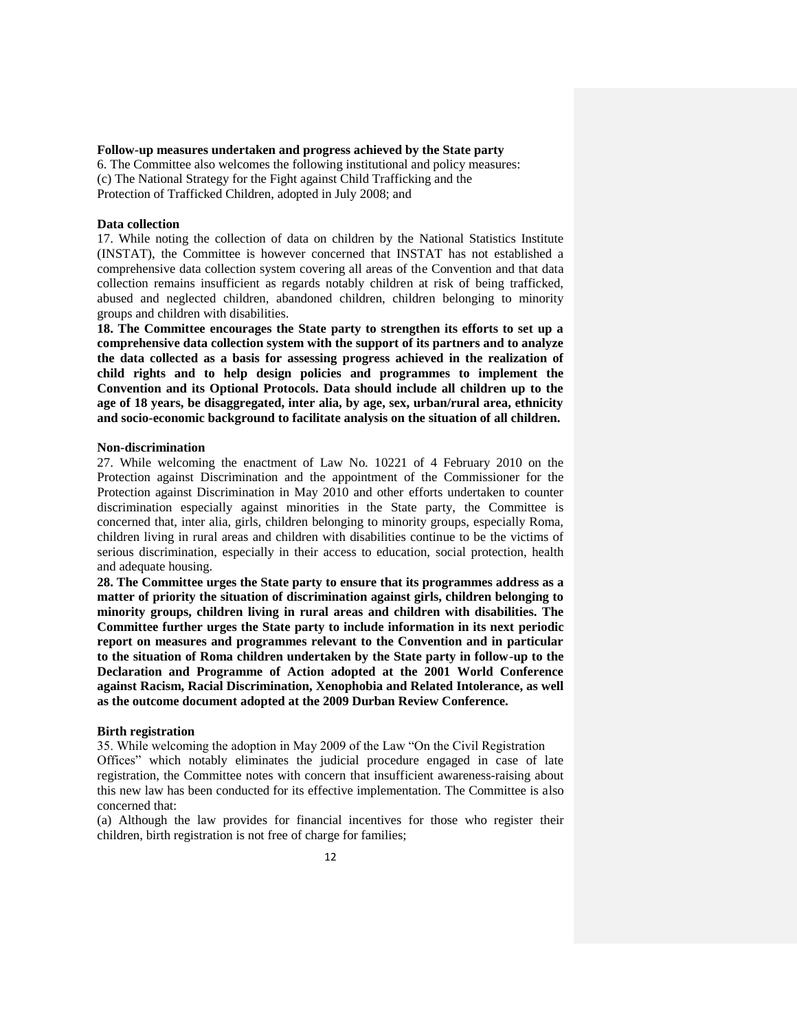**Follow-up measures undertaken and progress achieved by the State party**

6. The Committee also welcomes the following institutional and policy measures:
(c) The National Strategy for the Fight against Child Trafficking and the Protection of Trafficked Children, adopted in July 2008; and

**Data collection**

17. While noting the collection of data on children by the National Statistics Institute (INSTAT), the Committee is however concerned that INSTAT has not established a comprehensive data collection system covering all areas of the Convention and that data collection remains insufficient as regards notably children at risk of being trafficked, abused and neglected children, abandoned children, children belonging to minority groups and children with disabilities.

**18. The Committee encourages the State party to strengthen its efforts to set up a comprehensive data collection system with the support of its partners and to analyze the data collected as a basis for assessing progress achieved in the realization of child rights and to help design policies and programmes to implement the Convention and its Optional Protocols. Data should include all children up to the age of 18 years, be disaggregated, inter alia, by age, sex, urban/rural area, ethnicity and socio-economic background to facilitate analysis on the situation of all children.**

**Non-discrimination**

27. While welcoming the enactment of Law No. 10221 of 4 February 2010 on the Protection against Discrimination and the appointment of the Commissioner for the Protection against Discrimination in May 2010 and other efforts undertaken to counter discrimination especially against minorities in the State party, the Committee is concerned that, inter alia, girls, children belonging to minority groups, especially Roma, children living in rural areas and children with disabilities continue to be the victims of serious discrimination, especially in their access to education, social protection, health and adequate housing.

**28. The Committee urges the State party to ensure that its programmes address as a matter of priority the situation of discrimination against girls, children belonging to minority groups, children living in rural areas and children with disabilities. The Committee further urges the State party to include information in its next periodic report on measures and programmes relevant to the Convention and in particular to the situation of Roma children undertaken by the State party in follow-up to the Declaration and Programme of Action adopted at the 2001 World Conference against Racism, Racial Discrimination, Xenophobia and Related Intolerance, as well as the outcome document adopted at the 2009 Durban Review Conference.**

**Birth registration**

35. While welcoming the adoption in May 2009 of the Law "On the Civil Registration Offices" which notably eliminates the judicial procedure engaged in case of late registration, the Committee notes with concern that insufficient awareness-raising about this new law has been conducted for its effective implementation. The Committee is also concerned that:
(a) Although the law provides for financial incentives for those who register their children, birth registration is not free of charge for families;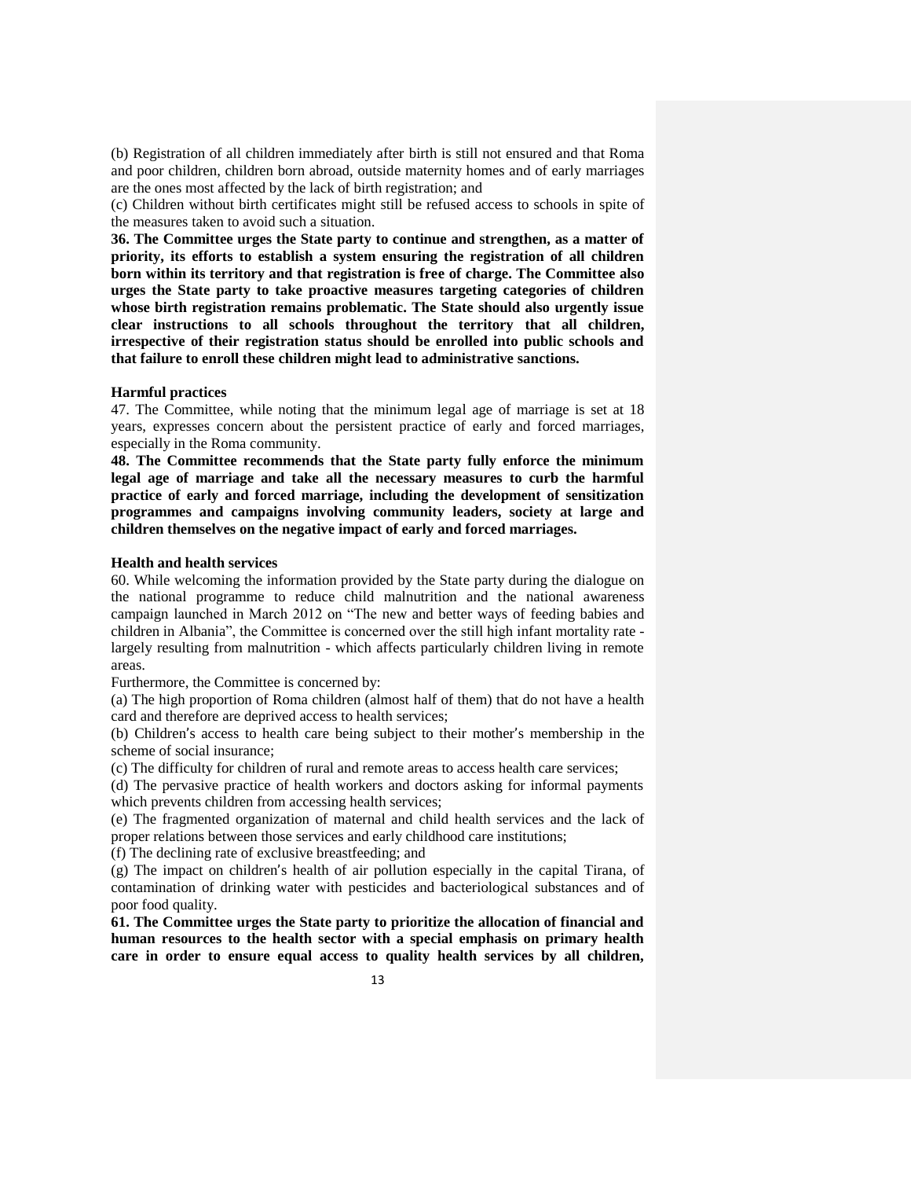(b) Registration of all children immediately after birth is still not ensured and that Roma and poor children, children born abroad, outside maternity homes and of early marriages are the ones most affected by the lack of birth registration; and

(c) Children without birth certificates might still be refused access to schools in spite of the measures taken to avoid such a situation.

**36. The Committee urges the State party to continue and strengthen, as a matter of priority, its efforts to establish a system ensuring the registration of all children born within its territory and that registration is free of charge. The Committee also urges the State party to take proactive measures targeting categories of children whose birth registration remains problematic. The State should also urgently issue clear instructions to all schools throughout the territory that all children, irrespective of their registration status should be enrolled into public schools and that failure to enroll these children might lead to administrative sanctions.**

**Harmful practices**

47. The Committee, while noting that the minimum legal age of marriage is set at 18 years, expresses concern about the persistent practice of early and forced marriages, especially in the Roma community.

**48. The Committee recommends that the State party fully enforce the minimum legal age of marriage and take all the necessary measures to curb the harmful practice of early and forced marriage, including the development of sensitization programmes and campaigns involving community leaders, society at large and children themselves on the negative impact of early and forced marriages.**

**Health and health services**

60. While welcoming the information provided by the State party during the dialogue on the national programme to reduce child malnutrition and the national awareness campaign launched in March 2012 on "The new and better ways of feeding babies and children in Albania", the Committee is concerned over the still high infant mortality rate - largely resulting from malnutrition - which affects particularly children living in remote areas.

Furthermore, the Committee is concerned by:

(a) The high proportion of Roma children (almost half of them) that do not have a health card and therefore are deprived access to health services;

(b) Children's access to health care being subject to their mother's membership in the scheme of social insurance;

(c) The difficulty for children of rural and remote areas to access health care services;

(d) The pervasive practice of health workers and doctors asking for informal payments which prevents children from accessing health services;

(e) The fragmented organization of maternal and child health services and the lack of proper relations between those services and early childhood care institutions;

(f) The declining rate of exclusive breastfeeding; and

(g) The impact on children's health of air pollution especially in the capital Tirana, of contamination of drinking water with pesticides and bacteriological substances and of poor food quality.

**61. The Committee urges the State party to prioritize the allocation of financial and human resources to the health sector with a special emphasis on primary health care in order to ensure equal access to quality health services by all children,**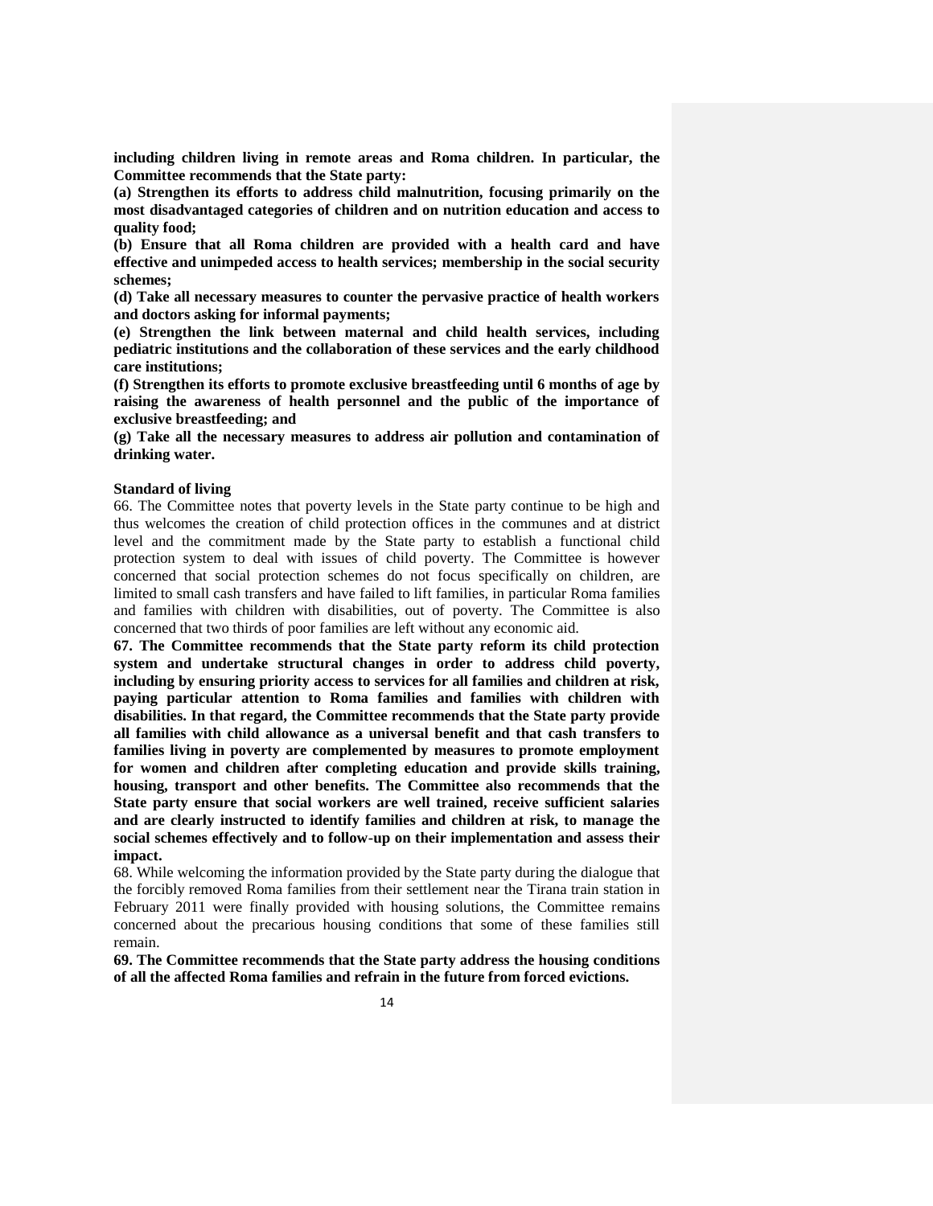**including children living in remote areas and Roma children. In particular, the Committee recommends that the State party:**

**(a) Strengthen its efforts to address child malnutrition, focusing primarily on the most disadvantaged categories of children and on nutrition education and access to quality food;**

**(b) Ensure that all Roma children are provided with a health card and have effective and unimpeded access to health services; membership in the social security schemes;**

**(d) Take all necessary measures to counter the pervasive practice of health workers and doctors asking for informal payments;**

**(e) Strengthen the link between maternal and child health services, including pediatric institutions and the collaboration of these services and the early childhood care institutions;**

**(f) Strengthen its efforts to promote exclusive breastfeeding until 6 months of age by raising the awareness of health personnel and the public of the importance of exclusive breastfeeding; and**

**(g) Take all the necessary measures to address air pollution and contamination of drinking water.**

**Standard of living**

66. The Committee notes that poverty levels in the State party continue to be high and thus welcomes the creation of child protection offices in the communes and at district level and the commitment made by the State party to establish a functional child protection system to deal with issues of child poverty. The Committee is however concerned that social protection schemes do not focus specifically on children, are limited to small cash transfers and have failed to lift families, in particular Roma families and families with children with disabilities, out of poverty. The Committee is also concerned that two thirds of poor families are left without any economic aid.

**67. The Committee recommends that the State party reform its child protection system and undertake structural changes in order to address child poverty, including by ensuring priority access to services for all families and children at risk, paying particular attention to Roma families and families with children with disabilities. In that regard, the Committee recommends that the State party provide all families with child allowance as a universal benefit and that cash transfers to families living in poverty are complemented by measures to promote employment for women and children after completing education and provide skills training, housing, transport and other benefits. The Committee also recommends that the State party ensure that social workers are well trained, receive sufficient salaries and are clearly instructed to identify families and children at risk, to manage the social schemes effectively and to follow-up on their implementation and assess their impact.**

68. While welcoming the information provided by the State party during the dialogue that the forcibly removed Roma families from their settlement near the Tirana train station in February 2011 were finally provided with housing solutions, the Committee remains concerned about the precarious housing conditions that some of these families still remain.

**69. The Committee recommends that the State party address the housing conditions of all the affected Roma families and refrain in the future from forced evictions.**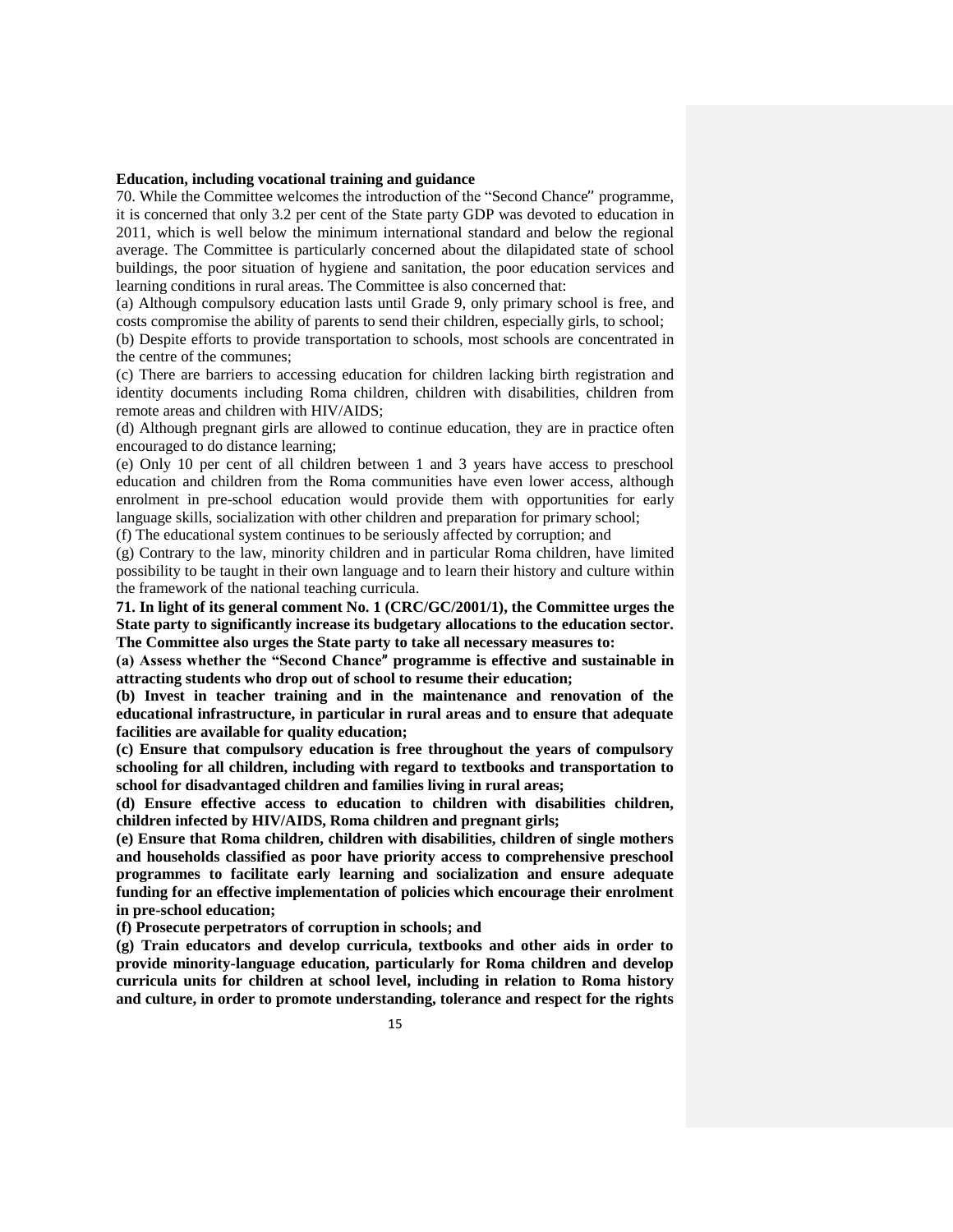**Education, including vocational training and guidance**

70. While the Committee welcomes the introduction of the "Second Chance" programme, it is concerned that only 3.2 per cent of the State party GDP was devoted to education in 2011, which is well below the minimum international standard and below the regional average. The Committee is particularly concerned about the dilapidated state of school buildings, the poor situation of hygiene and sanitation, the poor education services and learning conditions in rural areas. The Committee is also concerned that:

(a) Although compulsory education lasts until Grade 9, only primary school is free, and costs compromise the ability of parents to send their children, especially girls, to school;

(b) Despite efforts to provide transportation to schools, most schools are concentrated in the centre of the communes;

(c) There are barriers to accessing education for children lacking birth registration and identity documents including Roma children, children with disabilities, children from remote areas and children with HIV/AIDS;

(d) Although pregnant girls are allowed to continue education, they are in practice often encouraged to do distance learning;

(e) Only 10 per cent of all children between 1 and 3 years have access to preschool education and children from the Roma communities have even lower access, although enrolment in pre-school education would provide them with opportunities for early language skills, socialization with other children and preparation for primary school;

(f) The educational system continues to be seriously affected by corruption; and

(g) Contrary to the law, minority children and in particular Roma children, have limited possibility to be taught in their own language and to learn their history and culture within the framework of the national teaching curricula.

**71. In light of its general comment No. 1 (CRC/GC/2001/1), the Committee urges the State party to significantly increase its budgetary allocations to the education sector. The Committee also urges the State party to take all necessary measures to:**

**(a) Assess whether the "Second Chance" programme is effective and sustainable in attracting students who drop out of school to resume their education;**

**(b) Invest in teacher training and in the maintenance and renovation of the educational infrastructure, in particular in rural areas and to ensure that adequate facilities are available for quality education;**

**(c) Ensure that compulsory education is free throughout the years of compulsory schooling for all children, including with regard to textbooks and transportation to school for disadvantaged children and families living in rural areas;**

**(d) Ensure effective access to education to children with disabilities children, children infected by HIV/AIDS, Roma children and pregnant girls;**

**(e) Ensure that Roma children, children with disabilities, children of single mothers and households classified as poor have priority access to comprehensive preschool programmes to facilitate early learning and socialization and ensure adequate funding for an effective implementation of policies which encourage their enrolment in pre-school education;**

**(f) Prosecute perpetrators of corruption in schools; and**

**(g) Train educators and develop curricula, textbooks and other aids in order to provide minority-language education, particularly for Roma children and develop curricula units for children at school level, including in relation to Roma history and culture, in order to promote understanding, tolerance and respect for the rights**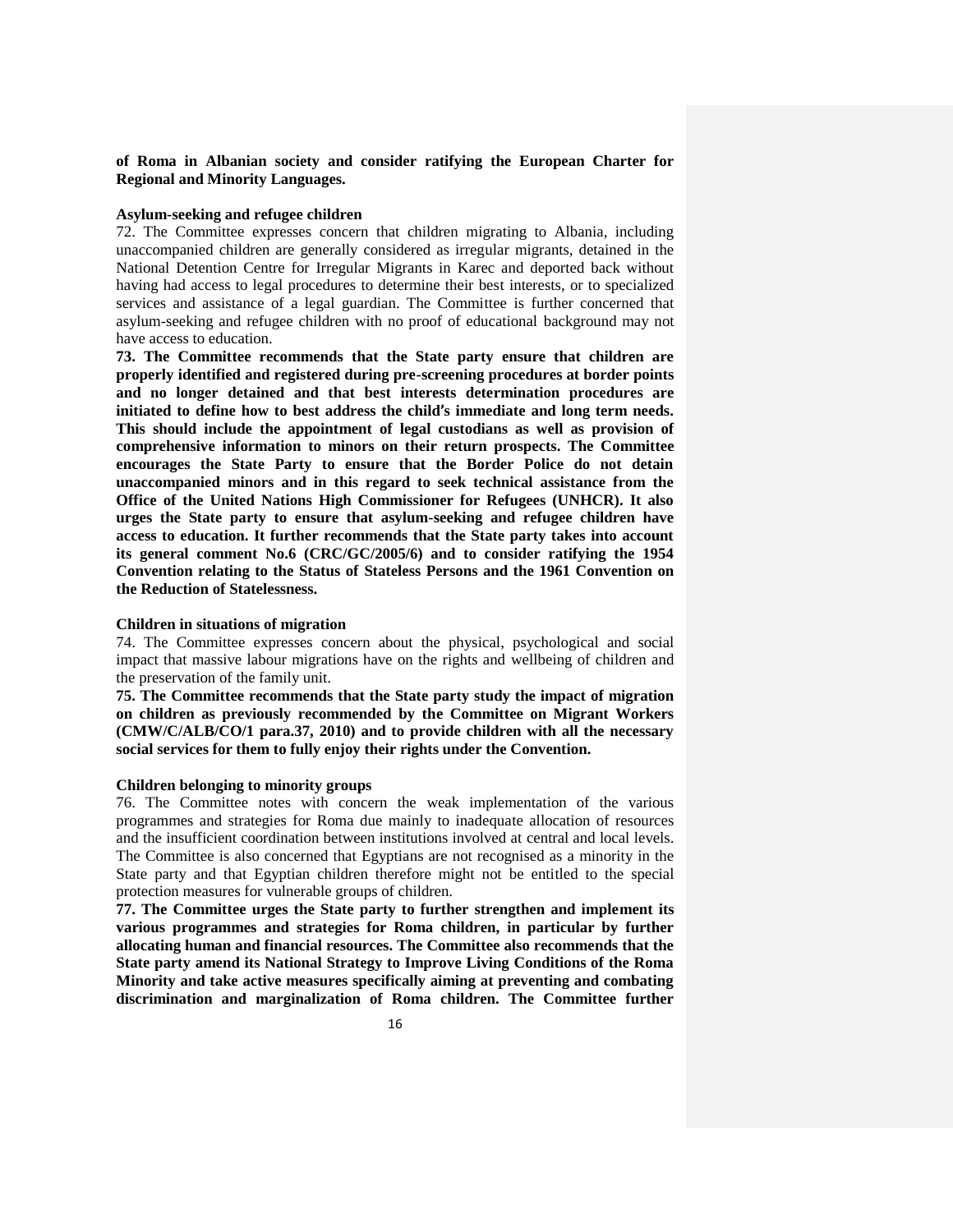**of Roma in Albanian society and consider ratifying the European Charter for Regional and Minority Languages.**

**Asylum-seeking and refugee children**

72. The Committee expresses concern that children migrating to Albania, including unaccompanied children are generally considered as irregular migrants, detained in the National Detention Centre for Irregular Migrants in Karec and deported back without having had access to legal procedures to determine their best interests, or to specialized services and assistance of a legal guardian. The Committee is further concerned that asylum-seeking and refugee children with no proof of educational background may not have access to education.

**73. The Committee recommends that the State party ensure that children are properly identified and registered during pre-screening procedures at border points and no longer detained and that best interests determination procedures are initiated to define how to best address the child's immediate and long term needs. This should include the appointment of legal custodians as well as provision of comprehensive information to minors on their return prospects. The Committee encourages the State Party to ensure that the Border Police do not detain unaccompanied minors and in this regard to seek technical assistance from the Office of the United Nations High Commissioner for Refugees (UNHCR). It also urges the State party to ensure that asylum-seeking and refugee children have access to education. It further recommends that the State party takes into account its general comment No.6 (CRC/GC/2005/6) and to consider ratifying the 1954 Convention relating to the Status of Stateless Persons and the 1961 Convention on the Reduction of Statelessness.**

**Children in situations of migration**

74. The Committee expresses concern about the physical, psychological and social impact that massive labour migrations have on the rights and wellbeing of children and the preservation of the family unit.

**75. The Committee recommends that the State party study the impact of migration on children as previously recommended by the Committee on Migrant Workers (CMW/C/ALB/CO/1 para.37, 2010) and to provide children with all the necessary social services for them to fully enjoy their rights under the Convention.**

**Children belonging to minority groups**

76. The Committee notes with concern the weak implementation of the various programmes and strategies for Roma due mainly to inadequate allocation of resources and the insufficient coordination between institutions involved at central and local levels. The Committee is also concerned that Egyptians are not recognised as a minority in the State party and that Egyptian children therefore might not be entitled to the special protection measures for vulnerable groups of children.

**77. The Committee urges the State party to further strengthen and implement its various programmes and strategies for Roma children, in particular by further allocating human and financial resources. The Committee also recommends that the State party amend its National Strategy to Improve Living Conditions of the Roma Minority and take active measures specifically aiming at preventing and combating discrimination and marginalization of Roma children. The Committee further**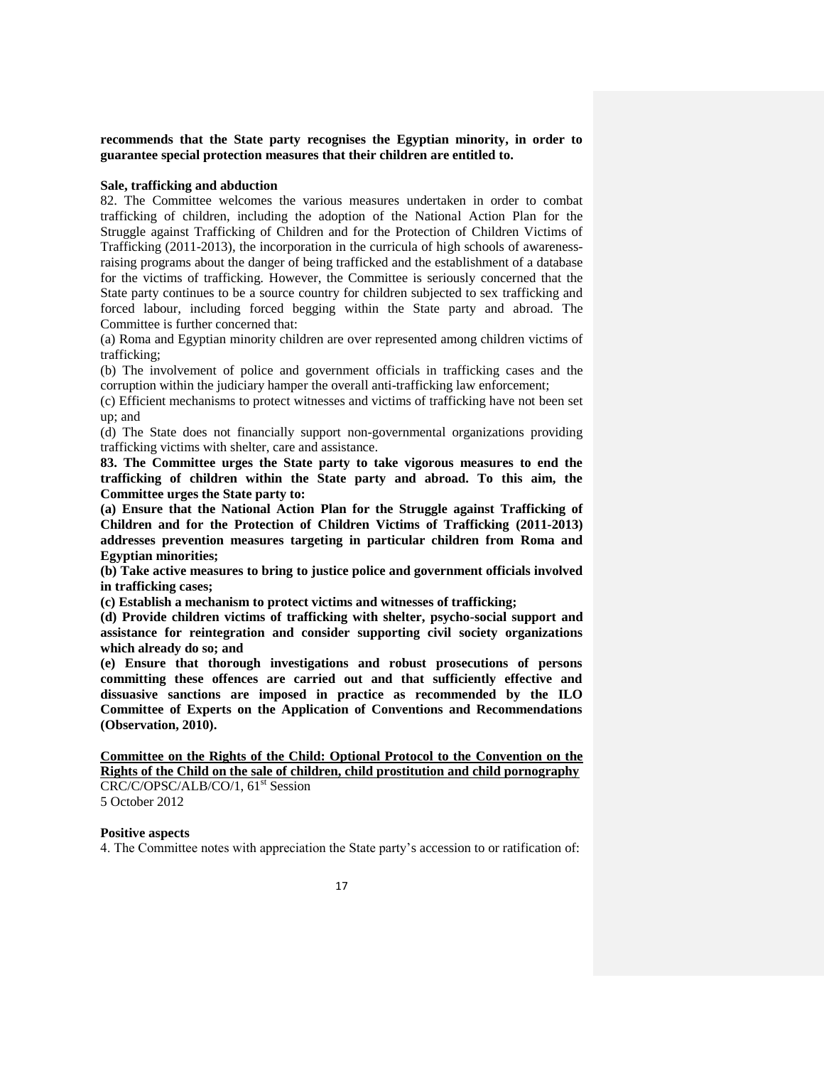**recommends that the State party recognises the Egyptian minority, in order to guarantee special protection measures that their children are entitled to.**

**Sale, trafficking and abduction**

82. The Committee welcomes the various measures undertaken in order to combat trafficking of children, including the adoption of the National Action Plan for the Struggle against Trafficking of Children and for the Protection of Children Victims of Trafficking (2011-2013), the incorporation in the curricula of high schools of awareness-raising programs about the danger of being trafficked and the establishment of a database for the victims of trafficking. However, the Committee is seriously concerned that the State party continues to be a source country for children subjected to sex trafficking and forced labour, including forced begging within the State party and abroad. The Committee is further concerned that:

(a) Roma and Egyptian minority children are over represented among children victims of trafficking;

(b) The involvement of police and government officials in trafficking cases and the corruption within the judiciary hamper the overall anti-trafficking law enforcement;

(c) Efficient mechanisms to protect witnesses and victims of trafficking have not been set up; and

(d) The State does not financially support non-governmental organizations providing trafficking victims with shelter, care and assistance.

**83. The Committee urges the State party to take vigorous measures to end the trafficking of children within the State party and abroad. To this aim, the Committee urges the State party to:**

**(a) Ensure that the National Action Plan for the Struggle against Trafficking of Children and for the Protection of Children Victims of Trafficking (2011-2013) addresses prevention measures targeting in particular children from Roma and Egyptian minorities;**

**(b) Take active measures to bring to justice police and government officials involved in trafficking cases;**

**(c) Establish a mechanism to protect victims and witnesses of trafficking;**

**(d) Provide children victims of trafficking with shelter, psycho-social support and assistance for reintegration and consider supporting civil society organizations which already do so; and**

**(e) Ensure that thorough investigations and robust prosecutions of persons committing these offences are carried out and that sufficiently effective and dissuasive sanctions are imposed in practice as recommended by the ILO Committee of Experts on the Application of Conventions and Recommendations (Observation, 2010).**

**<u>Committee on the Rights of the Child: Optional Protocol to the Convention on the Rights of the Child on the sale of children, child prostitution and child pornography</u>**

CRC/C/OPSC/ALB/CO/1, 61st Session
5 October 2012

**Positive aspects**

4. The Committee notes with appreciation the State party's accession to or ratification of: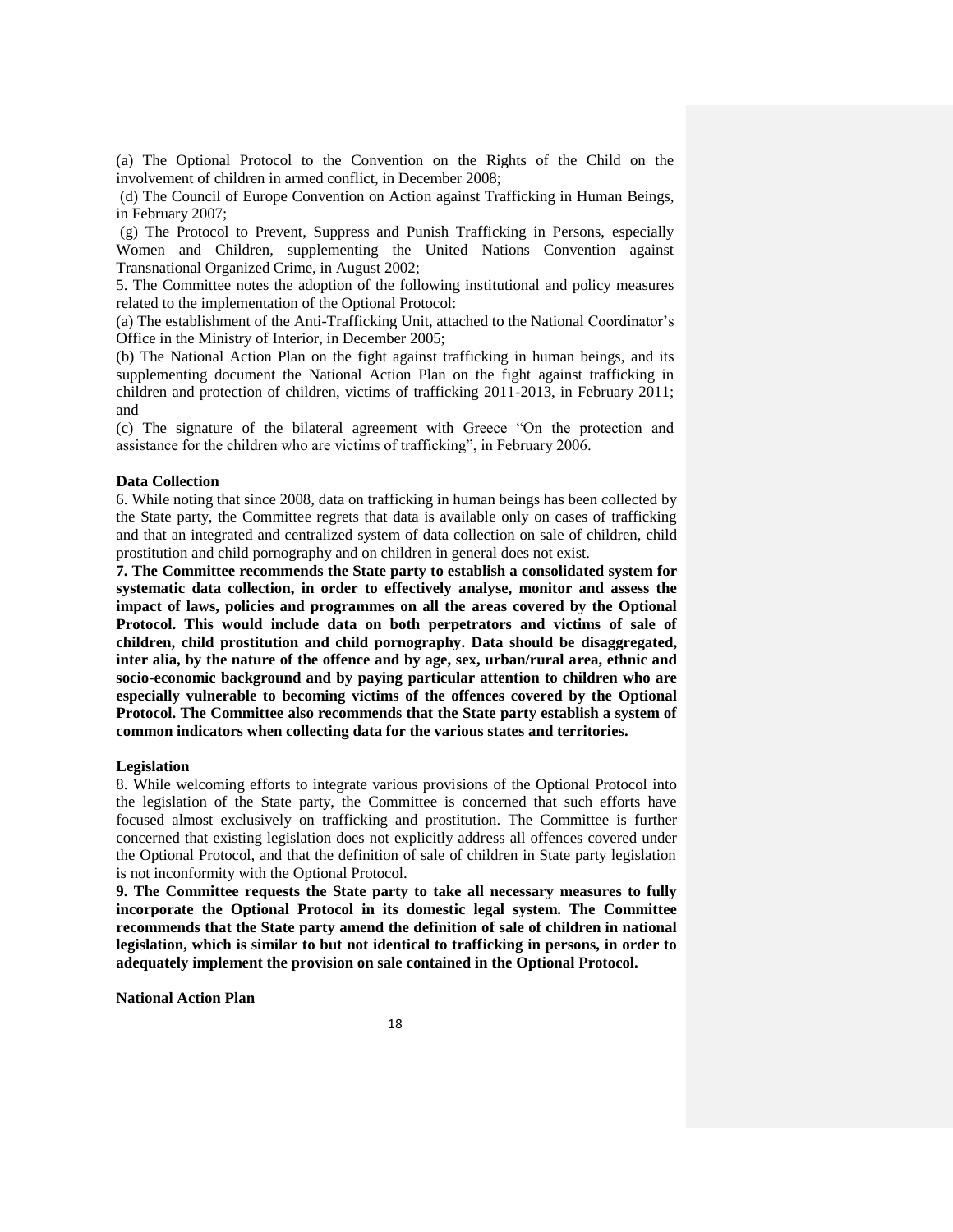(a) The Optional Protocol to the Convention on the Rights of the Child on the involvement of children in armed conflict, in December 2008;

(d) The Council of Europe Convention on Action against Trafficking in Human Beings, in February 2007;

(g) The Protocol to Prevent, Suppress and Punish Trafficking in Persons, especially Women and Children, supplementing the United Nations Convention against Transnational Organized Crime, in August 2002;

5. The Committee notes the adoption of the following institutional and policy measures related to the implementation of the Optional Protocol:

(a) The establishment of the Anti-Trafficking Unit, attached to the National Coordinator's Office in the Ministry of Interior, in December 2005;

(b) The National Action Plan on the fight against trafficking in human beings, and its supplementing document the National Action Plan on the fight against trafficking in children and protection of children, victims of trafficking 2011-2013, in February 2011; and

(c) The signature of the bilateral agreement with Greece "On the protection and assistance for the children who are victims of trafficking", in February 2006.

**Data Collection**

6. While noting that since 2008, data on trafficking in human beings has been collected by the State party, the Committee regrets that data is available only on cases of trafficking and that an integrated and centralized system of data collection on sale of children, child prostitution and child pornography and on children in general does not exist.

**7. The Committee recommends the State party to establish a consolidated system for systematic data collection, in order to effectively analyse, monitor and assess the impact of laws, policies and programmes on all the areas covered by the Optional Protocol. This would include data on both perpetrators and victims of sale of children, child prostitution and child pornography. Data should be disaggregated, inter alia, by the nature of the offence and by age, sex, urban/rural area, ethnic and socio-economic background and by paying particular attention to children who are especially vulnerable to becoming victims of the offences covered by the Optional Protocol. The Committee also recommends that the State party establish a system of common indicators when collecting data for the various states and territories.**

**Legislation**

8. While welcoming efforts to integrate various provisions of the Optional Protocol into the legislation of the State party, the Committee is concerned that such efforts have focused almost exclusively on trafficking and prostitution. The Committee is further concerned that existing legislation does not explicitly address all offences covered under the Optional Protocol, and that the definition of sale of children in State party legislation is not inconformity with the Optional Protocol.

**9. The Committee requests the State party to take all necessary measures to fully incorporate the Optional Protocol in its domestic legal system. The Committee recommends that the State party amend the definition of sale of children in national legislation, which is similar to but not identical to trafficking in persons, in order to adequately implement the provision on sale contained in the Optional Protocol.**

**National Action Plan**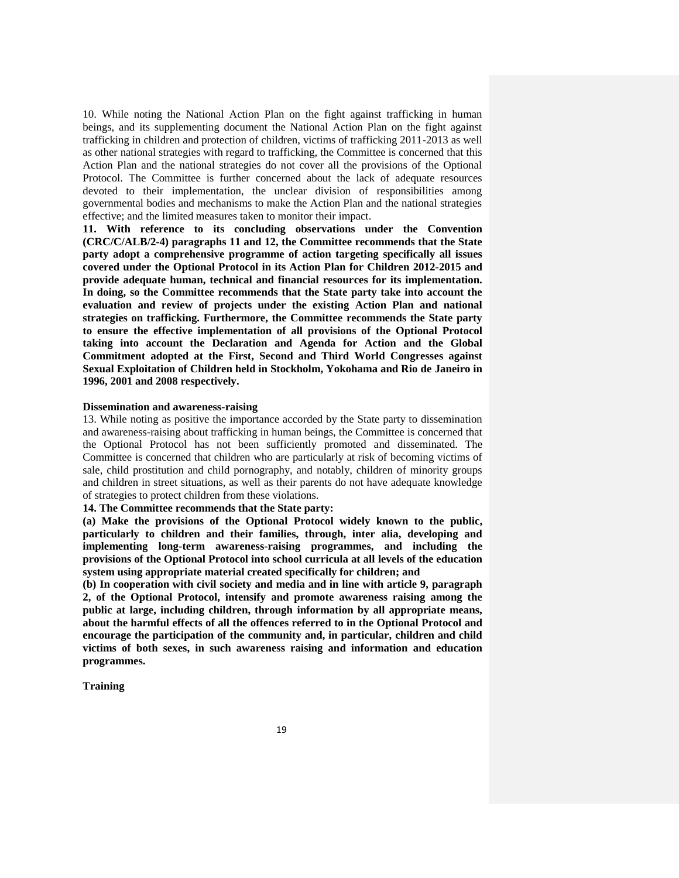10. While noting the National Action Plan on the fight against trafficking in human beings, and its supplementing document the National Action Plan on the fight against trafficking in children and protection of children, victims of trafficking 2011-2013 as well as other national strategies with regard to trafficking, the Committee is concerned that this Action Plan and the national strategies do not cover all the provisions of the Optional Protocol. The Committee is further concerned about the lack of adequate resources devoted to their implementation, the unclear division of responsibilities among governmental bodies and mechanisms to make the Action Plan and the national strategies effective; and the limited measures taken to monitor their impact.

**11. With reference to its concluding observations under the Convention (CRC/C/ALB/2-4) paragraphs 11 and 12, the Committee recommends that the State party adopt a comprehensive programme of action targeting specifically all issues covered under the Optional Protocol in its Action Plan for Children 2012-2015 and provide adequate human, technical and financial resources for its implementation. In doing, so the Committee recommends that the State party take into account the evaluation and review of projects under the existing Action Plan and national strategies on trafficking. Furthermore, the Committee recommends the State party to ensure the effective implementation of all provisions of the Optional Protocol taking into account the Declaration and Agenda for Action and the Global Commitment adopted at the First, Second and Third World Congresses against Sexual Exploitation of Children held in Stockholm, Yokohama and Rio de Janeiro in 1996, 2001 and 2008 respectively.**

**Dissemination and awareness-raising**

13. While noting as positive the importance accorded by the State party to dissemination and awareness-raising about trafficking in human beings, the Committee is concerned that the Optional Protocol has not been sufficiently promoted and disseminated. The Committee is concerned that children who are particularly at risk of becoming victims of sale, child prostitution and child pornography, and notably, children of minority groups and children in street situations, as well as their parents do not have adequate knowledge of strategies to protect children from these violations.

**14. The Committee recommends that the State party:**

**(a) Make the provisions of the Optional Protocol widely known to the public, particularly to children and their families, through, inter alia, developing and implementing long-term awareness-raising programmes, and including the provisions of the Optional Protocol into school curricula at all levels of the education system using appropriate material created specifically for children; and**

**(b) In cooperation with civil society and media and in line with article 9, paragraph 2, of the Optional Protocol, intensify and promote awareness raising among the public at large, including children, through information by all appropriate means, about the harmful effects of all the offences referred to in the Optional Protocol and encourage the participation of the community and, in particular, children and child victims of both sexes, in such awareness raising and information and education programmes.**

**Training**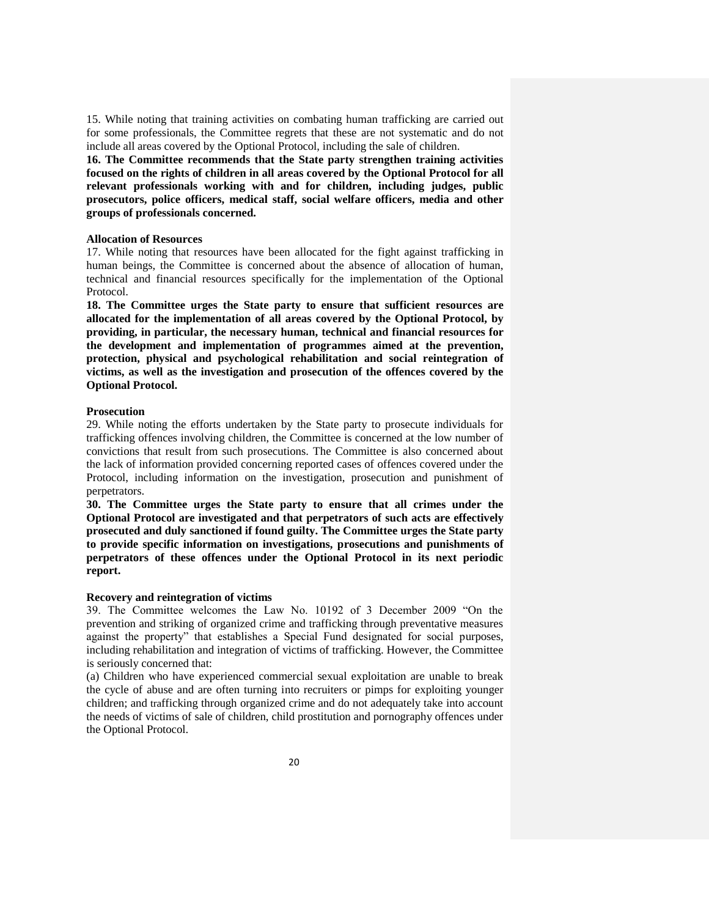15. While noting that training activities on combating human trafficking are carried out for some professionals, the Committee regrets that these are not systematic and do not include all areas covered by the Optional Protocol, including the sale of children.

**16. The Committee recommends that the State party strengthen training activities focused on the rights of children in all areas covered by the Optional Protocol for all relevant professionals working with and for children, including judges, public prosecutors, police officers, medical staff, social welfare officers, media and other groups of professionals concerned.**

**Allocation of Resources**

17. While noting that resources have been allocated for the fight against trafficking in human beings, the Committee is concerned about the absence of allocation of human, technical and financial resources specifically for the implementation of the Optional Protocol.

**18. The Committee urges the State party to ensure that sufficient resources are allocated for the implementation of all areas covered by the Optional Protocol, by providing, in particular, the necessary human, technical and financial resources for the development and implementation of programmes aimed at the prevention, protection, physical and psychological rehabilitation and social reintegration of victims, as well as the investigation and prosecution of the offences covered by the Optional Protocol.**

**Prosecution**

29. While noting the efforts undertaken by the State party to prosecute individuals for trafficking offences involving children, the Committee is concerned at the low number of convictions that result from such prosecutions. The Committee is also concerned about the lack of information provided concerning reported cases of offences covered under the Protocol, including information on the investigation, prosecution and punishment of perpetrators.

**30. The Committee urges the State party to ensure that all crimes under the Optional Protocol are investigated and that perpetrators of such acts are effectively prosecuted and duly sanctioned if found guilty. The Committee urges the State party to provide specific information on investigations, prosecutions and punishments of perpetrators of these offences under the Optional Protocol in its next periodic report.**

**Recovery and reintegration of victims**

39. The Committee welcomes the Law No. 10192 of 3 December 2009 "On the prevention and striking of organized crime and trafficking through preventative measures against the property" that establishes a Special Fund designated for social purposes, including rehabilitation and integration of victims of trafficking. However, the Committee is seriously concerned that:

(a) Children who have experienced commercial sexual exploitation are unable to break the cycle of abuse and are often turning into recruiters or pimps for exploiting younger children; and trafficking through organized crime and do not adequately take into account the needs of victims of sale of children, child prostitution and pornography offences under the Optional Protocol.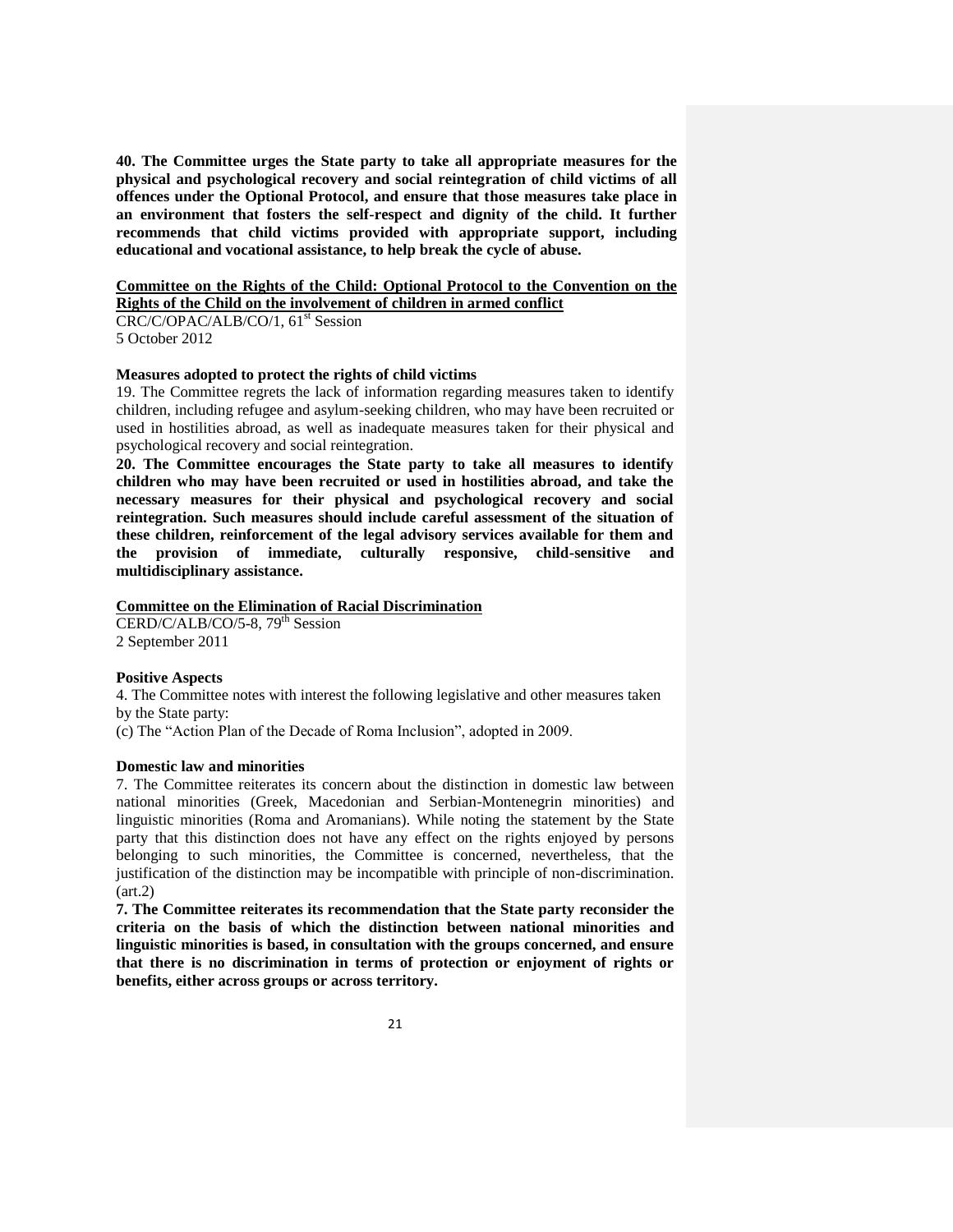**40. The Committee urges the State party to take all appropriate measures for the physical and psychological recovery and social reintegration of child victims of all offences under the Optional Protocol, and ensure that those measures take place in an environment that fosters the self-respect and dignity of the child. It further recommends that child victims provided with appropriate support, including educational and vocational assistance, to help break the cycle of abuse.**

**Committee on the Rights of the Child: Optional Protocol to the Convention on the Rights of the Child on the involvement of children in armed conflict**
CRC/C/OPAC/ALB/CO/1, 61st Session
5 October 2012

**Measures adopted to protect the rights of child victims**

19. The Committee regrets the lack of information regarding measures taken to identify children, including refugee and asylum-seeking children, who may have been recruited or used in hostilities abroad, as well as inadequate measures taken for their physical and psychological recovery and social reintegration.

**20. The Committee encourages the State party to take all measures to identify children who may have been recruited or used in hostilities abroad, and take the necessary measures for their physical and psychological recovery and social reintegration. Such measures should include careful assessment of the situation of these children, reinforcement of the legal advisory services available for them and the provision of immediate, culturally responsive, child-sensitive and multidisciplinary assistance.**

**Committee on the Elimination of Racial Discrimination**
CERD/C/ALB/CO/5-8, 79th Session
2 September 2011

**Positive Aspects**

4. The Committee notes with interest the following legislative and other measures taken by the State party:
(c) The "Action Plan of the Decade of Roma Inclusion", adopted in 2009.

**Domestic law and minorities**

7. The Committee reiterates its concern about the distinction in domestic law between national minorities (Greek, Macedonian and Serbian-Montenegrin minorities) and linguistic minorities (Roma and Aromanians). While noting the statement by the State party that this distinction does not have any effect on the rights enjoyed by persons belonging to such minorities, the Committee is concerned, nevertheless, that the justification of the distinction may be incompatible with principle of non-discrimination. (art.2)

**7. The Committee reiterates its recommendation that the State party reconsider the criteria on the basis of which the distinction between national minorities and linguistic minorities is based, in consultation with the groups concerned, and ensure that there is no discrimination in terms of protection or enjoyment of rights or benefits, either across groups or across territory.**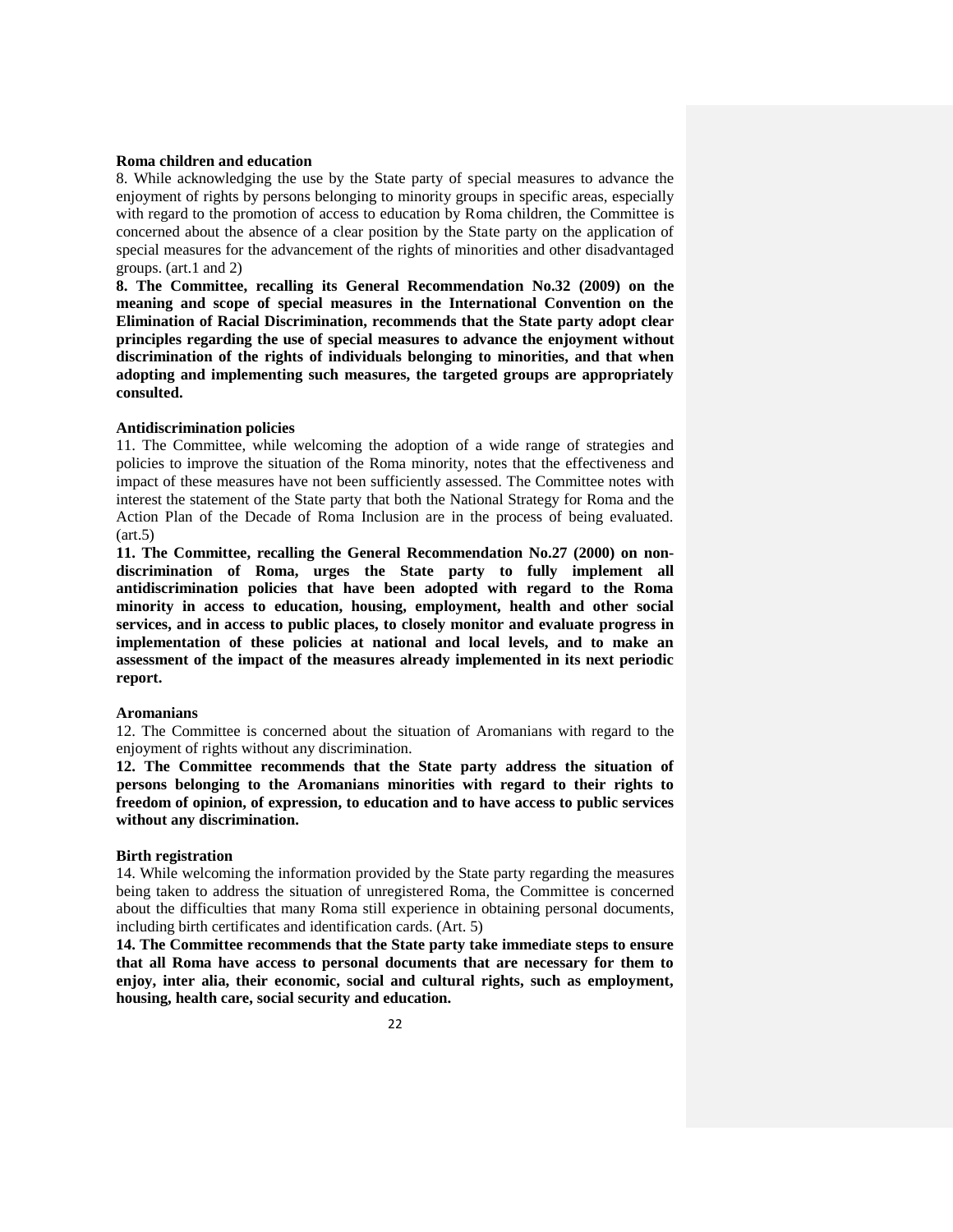**Roma children and education**

8. While acknowledging the use by the State party of special measures to advance the enjoyment of rights by persons belonging to minority groups in specific areas, especially with regard to the promotion of access to education by Roma children, the Committee is concerned about the absence of a clear position by the State party on the application of special measures for the advancement of the rights of minorities and other disadvantaged groups. (art.1 and 2)

**8. The Committee, recalling its General Recommendation No.32 (2009) on the meaning and scope of special measures in the International Convention on the Elimination of Racial Discrimination, recommends that the State party adopt clear principles regarding the use of special measures to advance the enjoyment without discrimination of the rights of individuals belonging to minorities, and that when adopting and implementing such measures, the targeted groups are appropriately consulted.**

**Antidiscrimination policies**

11. The Committee, while welcoming the adoption of a wide range of strategies and policies to improve the situation of the Roma minority, notes that the effectiveness and impact of these measures have not been sufficiently assessed. The Committee notes with interest the statement of the State party that both the National Strategy for Roma and the Action Plan of the Decade of Roma Inclusion are in the process of being evaluated. (art.5)

**11. The Committee, recalling the General Recommendation No.27 (2000) on non-discrimination of Roma, urges the State party to fully implement all antidiscrimination policies that have been adopted with regard to the Roma minority in access to education, housing, employment, health and other social services, and in access to public places, to closely monitor and evaluate progress in implementation of these policies at national and local levels, and to make an assessment of the impact of the measures already implemented in its next periodic report.**

**Aromanians**

12. The Committee is concerned about the situation of Aromanians with regard to the enjoyment of rights without any discrimination.

**12. The Committee recommends that the State party address the situation of persons belonging to the Aromanians minorities with regard to their rights to freedom of opinion, of expression, to education and to have access to public services without any discrimination.**

**Birth registration**

14. While welcoming the information provided by the State party regarding the measures being taken to address the situation of unregistered Roma, the Committee is concerned about the difficulties that many Roma still experience in obtaining personal documents, including birth certificates and identification cards. (Art. 5)

**14. The Committee recommends that the State party take immediate steps to ensure that all Roma have access to personal documents that are necessary for them to enjoy, inter alia, their economic, social and cultural rights, such as employment, housing, health care, social security and education.**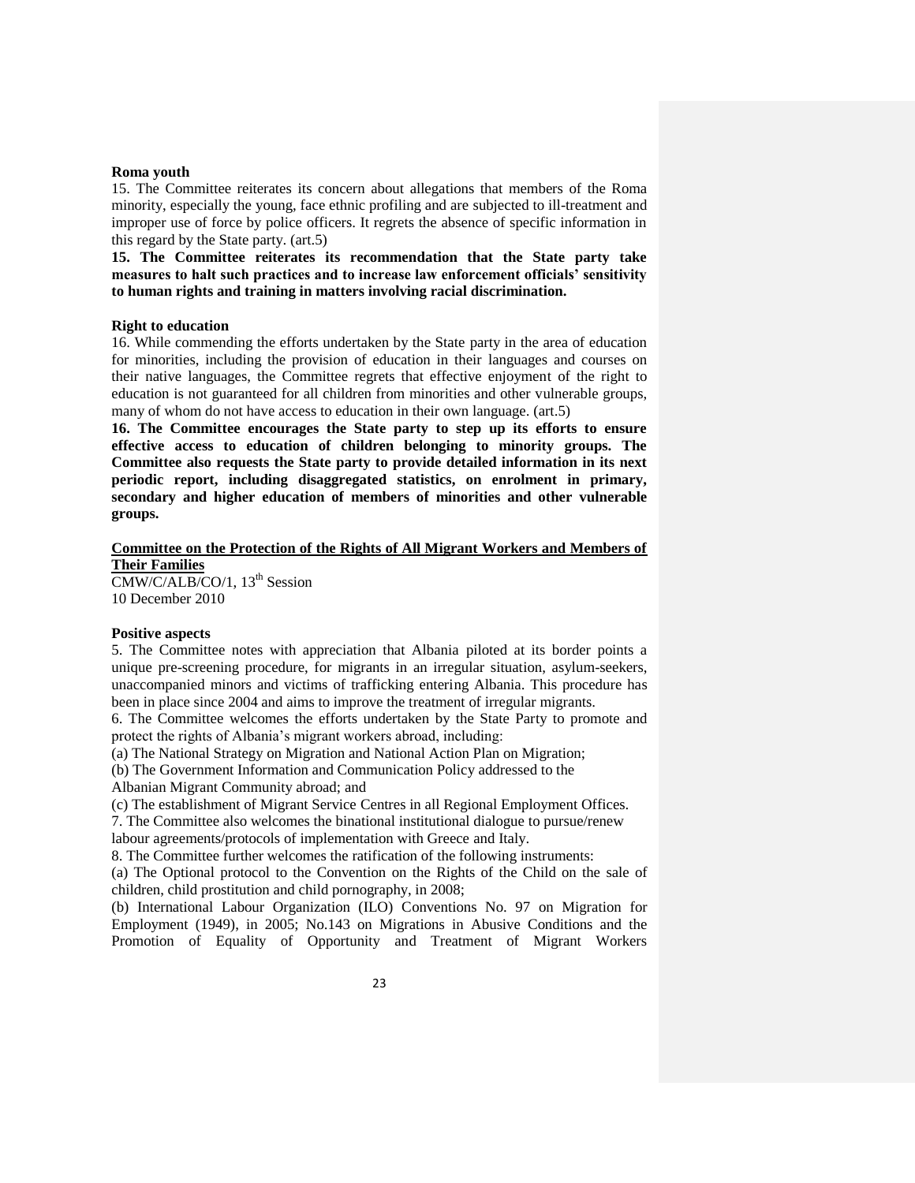**Roma youth**

15. The Committee reiterates its concern about allegations that members of the Roma minority, especially the young, face ethnic profiling and are subjected to ill-treatment and improper use of force by police officers. It regrets the absence of specific information in this regard by the State party. (art.5)

**15. The Committee reiterates its recommendation that the State party take measures to halt such practices and to increase law enforcement officials' sensitivity to human rights and training in matters involving racial discrimination.**

**Right to education**

16. While commending the efforts undertaken by the State party in the area of education for minorities, including the provision of education in their languages and courses on their native languages, the Committee regrets that effective enjoyment of the right to education is not guaranteed for all children from minorities and other vulnerable groups, many of whom do not have access to education in their own language. (art.5)

**16. The Committee encourages the State party to step up its efforts to ensure effective access to education of children belonging to minority groups. The Committee also requests the State party to provide detailed information in its next periodic report, including disaggregated statistics, on enrolment in primary, secondary and higher education of members of minorities and other vulnerable groups.**

**Committee on the Protection of the Rights of All Migrant Workers and Members of Their Families**

CMW/C/ALB/CO/1, 13th Session
10 December 2010

**Positive aspects**

5. The Committee notes with appreciation that Albania piloted at its border points a unique pre-screening procedure, for migrants in an irregular situation, asylum-seekers, unaccompanied minors and victims of trafficking entering Albania. This procedure has been in place since 2004 and aims to improve the treatment of irregular migrants.

6. The Committee welcomes the efforts undertaken by the State Party to promote and protect the rights of Albania's migrant workers abroad, including:

(a) The National Strategy on Migration and National Action Plan on Migration;

(b) The Government Information and Communication Policy addressed to the Albanian Migrant Community abroad; and

(c) The establishment of Migrant Service Centres in all Regional Employment Offices.

7. The Committee also welcomes the binational institutional dialogue to pursue/renew labour agreements/protocols of implementation with Greece and Italy.

8. The Committee further welcomes the ratification of the following instruments:

(a) The Optional protocol to the Convention on the Rights of the Child on the sale of children, child prostitution and child pornography, in 2008;

(b) International Labour Organization (ILO) Conventions No. 97 on Migration for Employment (1949), in 2005; No.143 on Migrations in Abusive Conditions and the Promotion of Equality of Opportunity and Treatment of Migrant Workers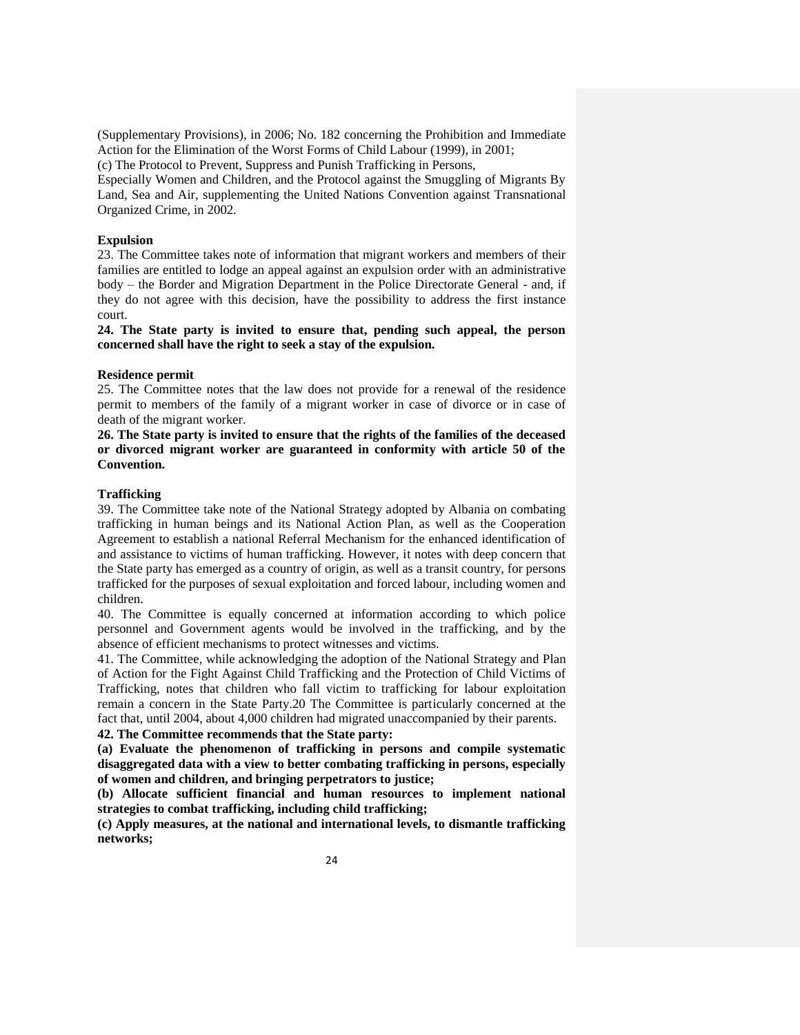(Supplementary Provisions), in 2006; No. 182 concerning the Prohibition and Immediate Action for the Elimination of the Worst Forms of Child Labour (1999), in 2001;

(c) The Protocol to Prevent, Suppress and Punish Trafficking in Persons, Especially Women and Children, and the Protocol against the Smuggling of Migrants By Land, Sea and Air, supplementing the United Nations Convention against Transnational Organized Crime, in 2002.

**Expulsion**

23. The Committee takes note of information that migrant workers and members of their families are entitled to lodge an appeal against an expulsion order with an administrative body – the Border and Migration Department in the Police Directorate General - and, if they do not agree with this decision, have the possibility to address the first instance court.

**24. The State party is invited to ensure that, pending such appeal, the person concerned shall have the right to seek a stay of the expulsion.**

**Residence permit**

25. The Committee notes that the law does not provide for a renewal of the residence permit to members of the family of a migrant worker in case of divorce or in case of death of the migrant worker.

**26. The State party is invited to ensure that the rights of the families of the deceased or divorced migrant worker are guaranteed in conformity with article 50 of the Convention.**

**Trafficking**

39. The Committee take note of the National Strategy adopted by Albania on combating trafficking in human beings and its National Action Plan, as well as the Cooperation Agreement to establish a national Referral Mechanism for the enhanced identification of and assistance to victims of human trafficking. However, it notes with deep concern that the State party has emerged as a country of origin, as well as a transit country, for persons trafficked for the purposes of sexual exploitation and forced labour, including women and children.

40. The Committee is equally concerned at information according to which police personnel and Government agents would be involved in the trafficking, and by the absence of efficient mechanisms to protect witnesses and victims.

41. The Committee, while acknowledging the adoption of the National Strategy and Plan of Action for the Fight Against Child Trafficking and the Protection of Child Victims of Trafficking, notes that children who fall victim to trafficking for labour exploitation remain a concern in the State Party.[20] The Committee is particularly concerned at the fact that, until 2004, about 4,000 children had migrated unaccompanied by their parents.

**42. The Committee recommends that the State party:**

**(a) Evaluate the phenomenon of trafficking in persons and compile systematic disaggregated data with a view to better combating trafficking in persons, especially of women and children, and bringing perpetrators to justice;**

**(b) Allocate sufficient financial and human resources to implement national strategies to combat trafficking, including child trafficking;**

**(c) Apply measures, at the national and international levels, to dismantle trafficking networks;**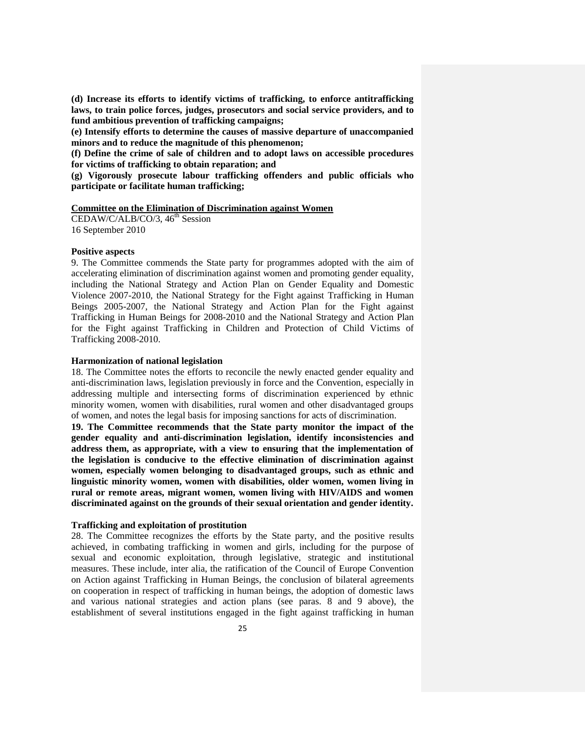**(d) Increase its efforts to identify victims of trafficking, to enforce antitrafficking laws, to train police forces, judges, prosecutors and social service providers, and to fund ambitious prevention of trafficking campaigns;**

**(e) Intensify efforts to determine the causes of massive departure of unaccompanied minors and to reduce the magnitude of this phenomenon;**

**(f) Define the crime of sale of children and to adopt laws on accessible procedures for victims of trafficking to obtain reparation; and**

**(g) Vigorously prosecute labour trafficking offenders and public officials who participate or facilitate human trafficking;**

**Committee on the Elimination of Discrimination against Women**

CEDAW/C/ALB/CO/3, 46th Session
16 September 2010

**Positive aspects**

9. The Committee commends the State party for programmes adopted with the aim of accelerating elimination of discrimination against women and promoting gender equality, including the National Strategy and Action Plan on Gender Equality and Domestic Violence 2007-2010, the National Strategy for the Fight against Trafficking in Human Beings 2005-2007, the National Strategy and Action Plan for the Fight against Trafficking in Human Beings for 2008-2010 and the National Strategy and Action Plan for the Fight against Trafficking in Children and Protection of Child Victims of Trafficking 2008-2010.

**Harmonization of national legislation**

18. The Committee notes the efforts to reconcile the newly enacted gender equality and anti-discrimination laws, legislation previously in force and the Convention, especially in addressing multiple and intersecting forms of discrimination experienced by ethnic minority women, women with disabilities, rural women and other disadvantaged groups of women, and notes the legal basis for imposing sanctions for acts of discrimination.

**19. The Committee recommends that the State party monitor the impact of the gender equality and anti-discrimination legislation, identify inconsistencies and address them, as appropriate, with a view to ensuring that the implementation of the legislation is conducive to the effective elimination of discrimination against women, especially women belonging to disadvantaged groups, such as ethnic and linguistic minority women, women with disabilities, older women, women living in rural or remote areas, migrant women, women living with HIV/AIDS and women discriminated against on the grounds of their sexual orientation and gender identity.**

**Trafficking and exploitation of prostitution**

28. The Committee recognizes the efforts by the State party, and the positive results achieved, in combating trafficking in women and girls, including for the purpose of sexual and economic exploitation, through legislative, strategic and institutional measures. These include, inter alia, the ratification of the Council of Europe Convention on Action against Trafficking in Human Beings, the conclusion of bilateral agreements on cooperation in respect of trafficking in human beings, the adoption of domestic laws and various national strategies and action plans (see paras. 8 and 9 above), the establishment of several institutions engaged in the fight against trafficking in human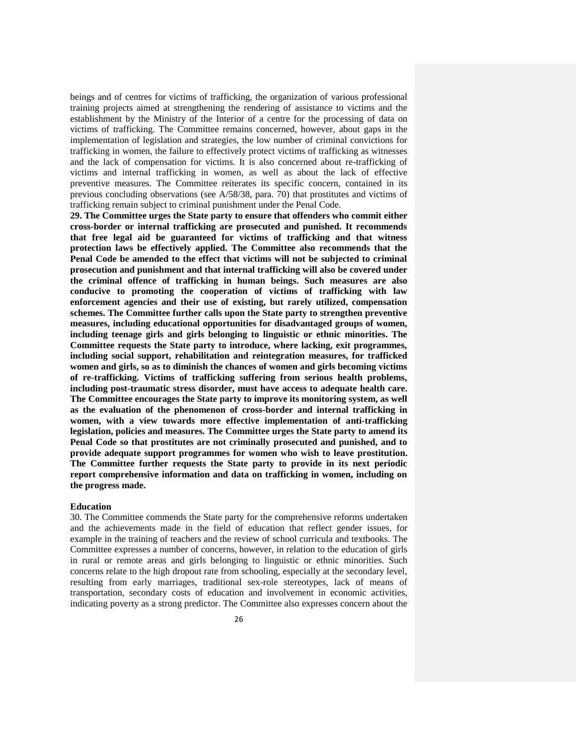beings and of centres for victims of trafficking, the organization of various professional training projects aimed at strengthening the rendering of assistance to victims and the establishment by the Ministry of the Interior of a centre for the processing of data on victims of trafficking. The Committee remains concerned, however, about gaps in the implementation of legislation and strategies, the low number of criminal convictions for trafficking in women, the failure to effectively protect victims of trafficking as witnesses and the lack of compensation for victims. It is also concerned about re-trafficking of victims and internal trafficking in women, as well as about the lack of effective preventive measures. The Committee reiterates its specific concern, contained in its previous concluding observations (see A/58/38, para. 70) that prostitutes and victims of trafficking remain subject to criminal punishment under the Penal Code.

**29. The Committee urges the State party to ensure that offenders who commit either cross-border or internal trafficking are prosecuted and punished. It recommends that free legal aid be guaranteed for victims of trafficking and that witness protection laws be effectively applied. The Committee also recommends that the Penal Code be amended to the effect that victims will not be subjected to criminal prosecution and punishment and that internal trafficking will also be covered under the criminal offence of trafficking in human beings. Such measures are also conducive to promoting the cooperation of victims of trafficking with law enforcement agencies and their use of existing, but rarely utilized, compensation schemes. The Committee further calls upon the State party to strengthen preventive measures, including educational opportunities for disadvantaged groups of women, including teenage girls and girls belonging to linguistic or ethnic minorities. The Committee requests the State party to introduce, where lacking, exit programmes, including social support, rehabilitation and reintegration measures, for trafficked women and girls, so as to diminish the chances of women and girls becoming victims of re-trafficking. Victims of trafficking suffering from serious health problems, including post-traumatic stress disorder, must have access to adequate health care. The Committee encourages the State party to improve its monitoring system, as well as the evaluation of the phenomenon of cross-border and internal trafficking in women, with a view towards more effective implementation of anti-trafficking legislation, policies and measures. The Committee urges the State party to amend its Penal Code so that prostitutes are not criminally prosecuted and punished, and to provide adequate support programmes for women who wish to leave prostitution. The Committee further requests the State party to provide in its next periodic report comprehensive information and data on trafficking in women, including on the progress made.**

**Education**

30. The Committee commends the State party for the comprehensive reforms undertaken and the achievements made in the field of education that reflect gender issues, for example in the training of teachers and the review of school curricula and textbooks. The Committee expresses a number of concerns, however, in relation to the education of girls in rural or remote areas and girls belonging to linguistic or ethnic minorities. Such concerns relate to the high dropout rate from schooling, especially at the secondary level, resulting from early marriages, traditional sex-role stereotypes, lack of means of transportation, secondary costs of education and involvement in economic activities, indicating poverty as a strong predictor. The Committee also expresses concern about the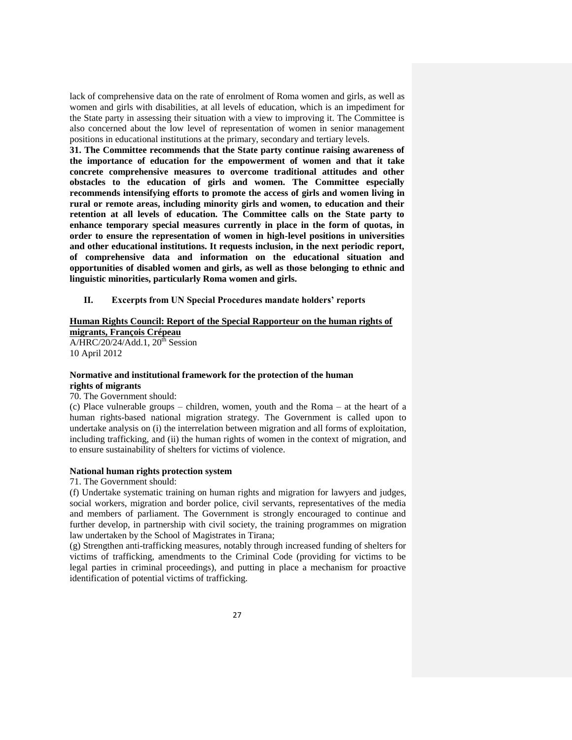lack of comprehensive data on the rate of enrolment of Roma women and girls, as well as women and girls with disabilities, at all levels of education, which is an impediment for the State party in assessing their situation with a view to improving it. The Committee is also concerned about the low level of representation of women in senior management positions in educational institutions at the primary, secondary and tertiary levels.

**31. The Committee recommends that the State party continue raising awareness of the importance of education for the empowerment of women and that it take concrete comprehensive measures to overcome traditional attitudes and other obstacles to the education of girls and women. The Committee especially recommends intensifying efforts to promote the access of girls and women living in rural or remote areas, including minority girls and women, to education and their retention at all levels of education. The Committee calls on the State party to enhance temporary special measures currently in place in the form of quotas, in order to ensure the representation of women in high-level positions in universities and other educational institutions. It requests inclusion, in the next periodic report, of comprehensive data and information on the educational situation and opportunities of disabled women and girls, as well as those belonging to ethnic and linguistic minorities, particularly Roma women and girls.**

## II. Excerpts from UN Special Procedures mandate holders' reports

**Human Rights Council: Report of the Special Rapporteur on the human rights of migrants, François Crépeau**

A/HRC/20/24/Add.1, 20th Session
10 April 2012

### Normative and institutional framework for the protection of the human rights of migrants

70. The Government should:

(c) Place vulnerable groups – children, women, youth and the Roma – at the heart of a human rights-based national migration strategy. The Government is called upon to undertake analysis on (i) the interrelation between migration and all forms of exploitation, including trafficking, and (ii) the human rights of women in the context of migration, and to ensure sustainability of shelters for victims of violence.

### National human rights protection system

71. The Government should:

(f) Undertake systematic training on human rights and migration for lawyers and judges, social workers, migration and border police, civil servants, representatives of the media and members of parliament. The Government is strongly encouraged to continue and further develop, in partnership with civil society, the training programmes on migration law undertaken by the School of Magistrates in Tirana;

(g) Strengthen anti-trafficking measures, notably through increased funding of shelters for victims of trafficking, amendments to the Criminal Code (providing for victims to be legal parties in criminal proceedings), and putting in place a mechanism for proactive identification of potential victims of trafficking.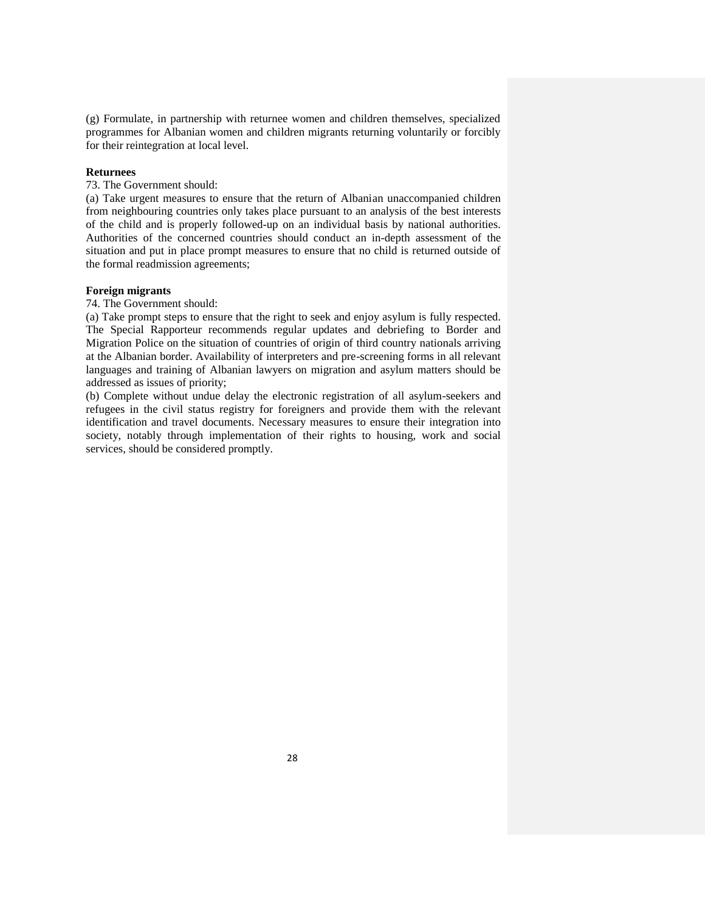(g) Formulate, in partnership with returnee women and children themselves, specialized programmes for Albanian women and children migrants returning voluntarily or forcibly for their reintegration at local level.

**Returnees**

73. The Government should:

(a) Take urgent measures to ensure that the return of Albanian unaccompanied children from neighbouring countries only takes place pursuant to an analysis of the best interests of the child and is properly followed-up on an individual basis by national authorities. Authorities of the concerned countries should conduct an in-depth assessment of the situation and put in place prompt measures to ensure that no child is returned outside of the formal readmission agreements;

**Foreign migrants**

74. The Government should:

(a) Take prompt steps to ensure that the right to seek and enjoy asylum is fully respected. The Special Rapporteur recommends regular updates and debriefing to Border and Migration Police on the situation of countries of origin of third country nationals arriving at the Albanian border. Availability of interpreters and pre-screening forms in all relevant languages and training of Albanian lawyers on migration and asylum matters should be addressed as issues of priority;

(b) Complete without undue delay the electronic registration of all asylum-seekers and refugees in the civil status registry for foreigners and provide them with the relevant identification and travel documents. Necessary measures to ensure their integration into society, notably through implementation of their rights to housing, work and social services, should be considered promptly.